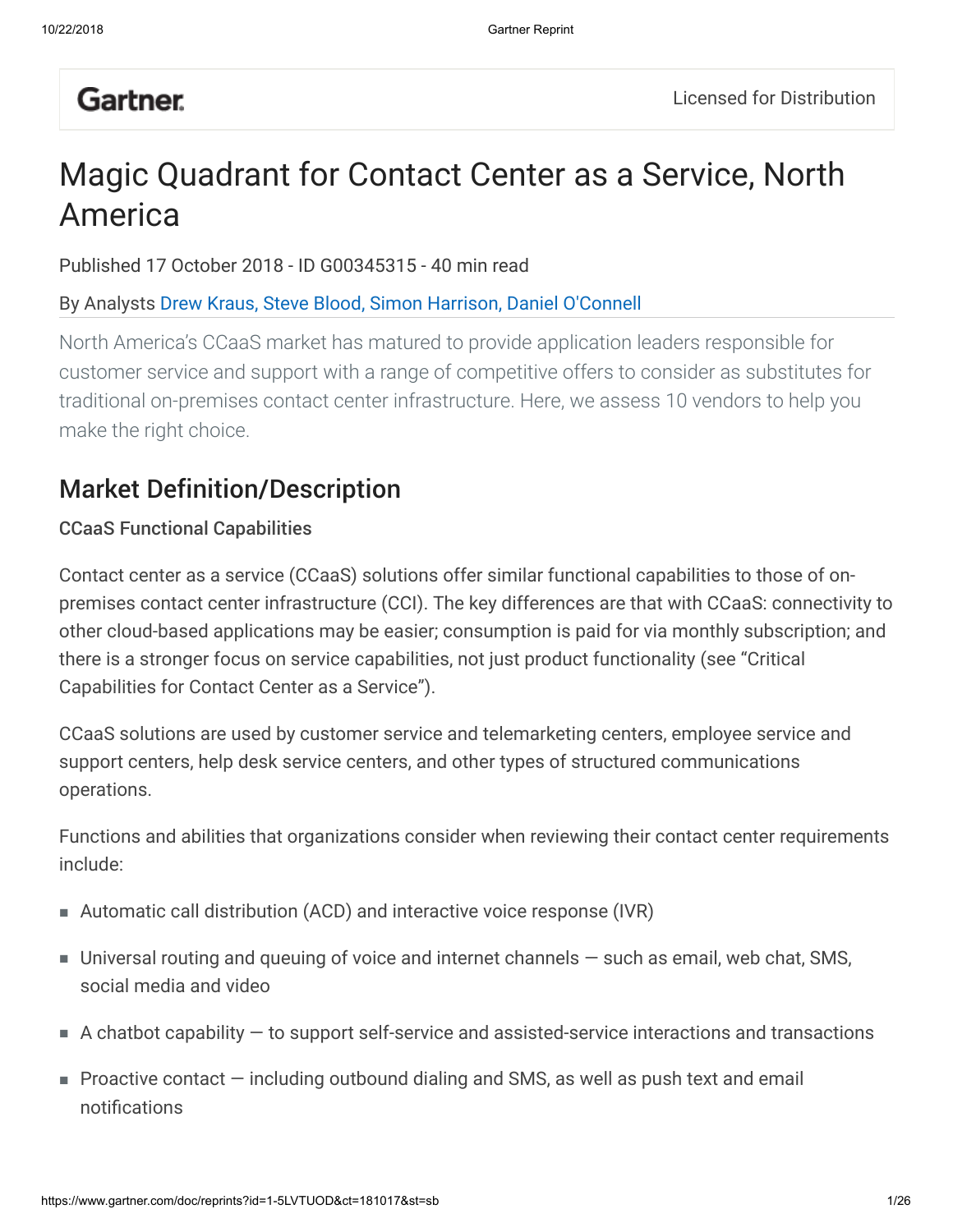Gartner.

Licensed for Distribution

# Magic Quadrant for Contact Center as a Service, North America

Published 17 October 2018 - ID G00345315 - 40 min read

By Analysts Drew Kraus, Steve Blood, Simon Harrison, Daniel O'Connell

North America's CCaaS market has matured to provide application leaders responsible for customer service and support with a range of competitive offers to consider as substitutes for traditional on-premises contact center infrastructure. Here, we assess 10 vendors to help you make the right choice.

## Market Definition/Description

### CCaaS Functional Capabilities

Contact center as a service (CCaaS) solutions offer similar functional capabilities to those of on-premises contact center infrastructure (CCI). The key differences are that with CCaaS: connectivity to other cloud-based applications may be easier; consumption is paid for via monthly subscription; and there is a stronger focus on service capabilities, not just product functionality (see "Critical Capabilities for Contact Center as a Service").

CCaaS solutions are used by customer service and telemarketing centers, employee service and support centers, help desk service centers, and other types of structured communications operations.

Functions and abilities that organizations consider when reviewing their contact center requirements include:

- Automatic call distribution (ACD) and interactive voice response (IVR)
- Universal routing and queuing of voice and internet channels — such as email, web chat, SMS, social media and video
- A chatbot capability — to support self-service and assisted-service interactions and transactions
- Proactive contact — including outbound dialing and SMS, as well as push text and email notifications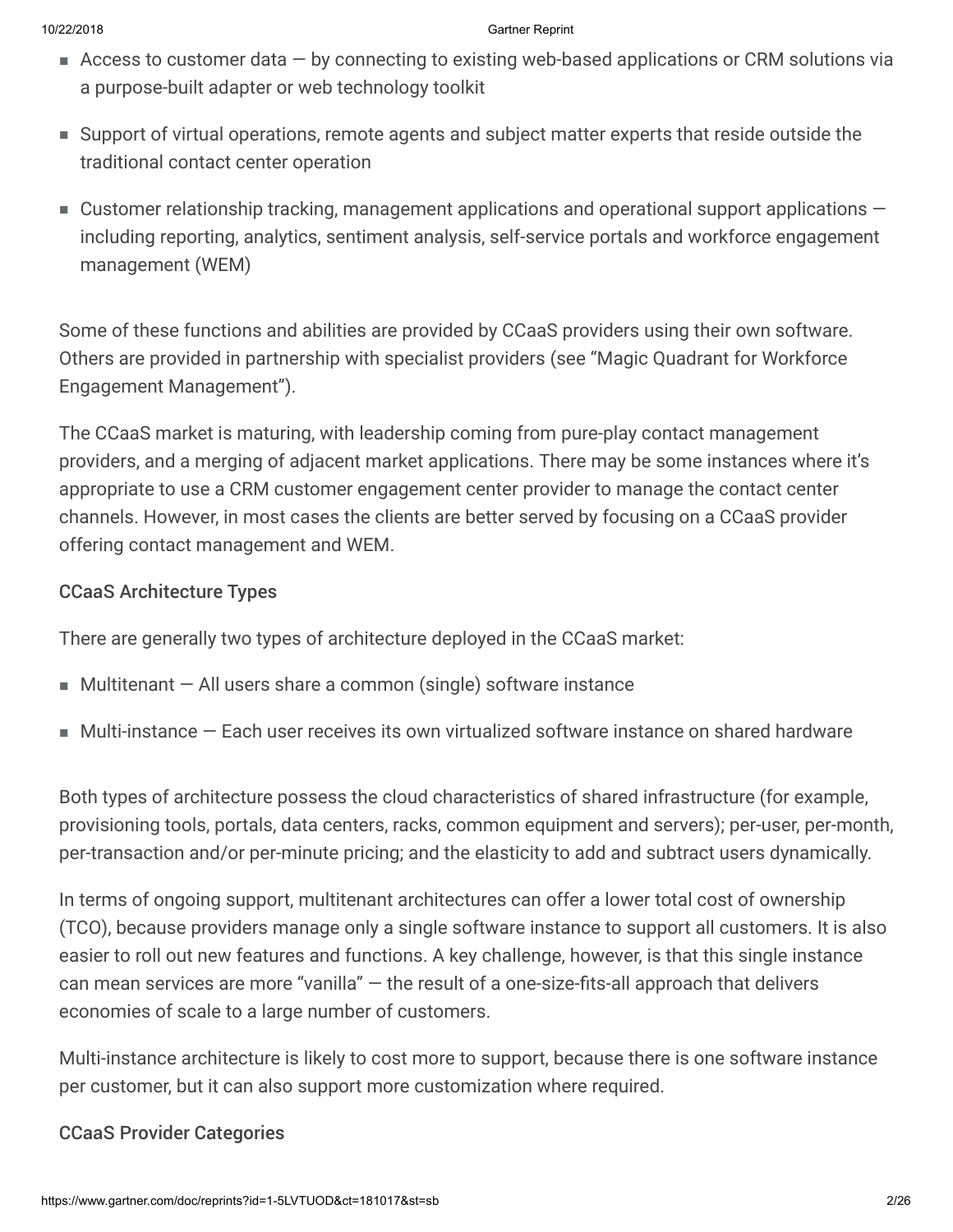- Access to customer data — by connecting to existing web-based applications or CRM solutions via a purpose-built adapter or web technology toolkit
- Support of virtual operations, remote agents and subject matter experts that reside outside the traditional contact center operation
- Customer relationship tracking, management applications and operational support applications — including reporting, analytics, sentiment analysis, self-service portals and workforce engagement management (WEM)

Some of these functions and abilities are provided by CCaaS providers using their own software. Others are provided in partnership with specialist providers (see "Magic Quadrant for Workforce Engagement Management").

The CCaaS market is maturing, with leadership coming from pure-play contact management providers, and a merging of adjacent market applications. There may be some instances where it's appropriate to use a CRM customer engagement center provider to manage the contact center channels. However, in most cases the clients are better served by focusing on a CCaaS provider offering contact management and WEM.

### CCaaS Architecture Types

There are generally two types of architecture deployed in the CCaaS market:

- Multitenant — All users share a common (single) software instance
- Multi-instance — Each user receives its own virtualized software instance on shared hardware

Both types of architecture possess the cloud characteristics of shared infrastructure (for example, provisioning tools, portals, data centers, racks, common equipment and servers); per-user, per-month, per-transaction and/or per-minute pricing; and the elasticity to add and subtract users dynamically.

In terms of ongoing support, multitenant architectures can offer a lower total cost of ownership (TCO), because providers manage only a single software instance to support all customers. It is also easier to roll out new features and functions. A key challenge, however, is that this single instance can mean services are more "vanilla" — the result of a one-size-fits-all approach that delivers economies of scale to a large number of customers.

Multi-instance architecture is likely to cost more to support, because there is one software instance per customer, but it can also support more customization where required.

### CCaaS Provider Categories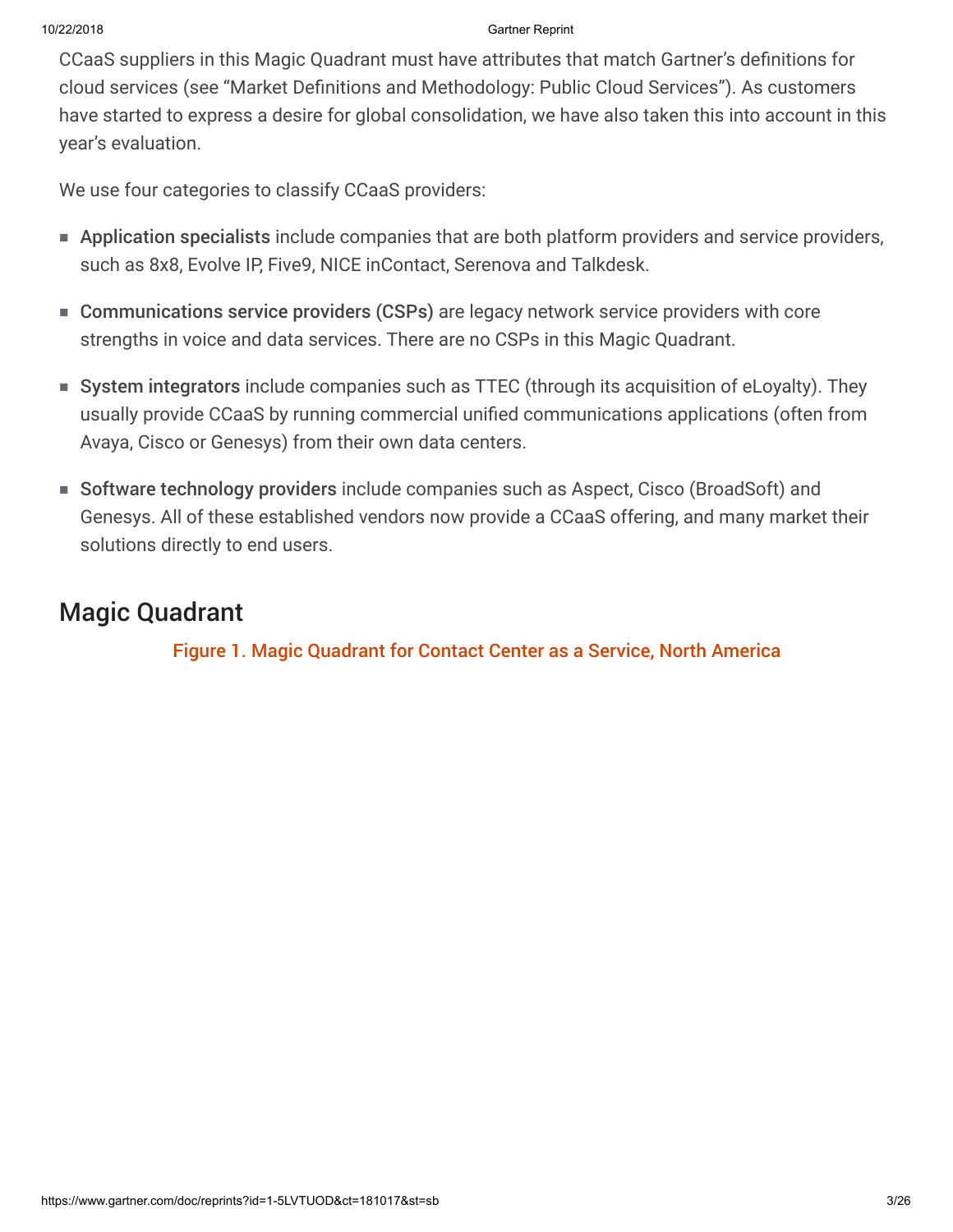CCaaS suppliers in this Magic Quadrant must have attributes that match Gartner's definitions for cloud services (see "Market Definitions and Methodology: Public Cloud Services"). As customers have started to express a desire for global consolidation, we have also taken this into account in this year's evaluation.

We use four categories to classify CCaaS providers:

- **Application specialists** include companies that are both platform providers and service providers, such as 8x8, Evolve IP, Five9, NICE inContact, Serenova and Talkdesk.
- **Communications service providers (CSPs)** are legacy network service providers with core strengths in voice and data services. There are no CSPs in this Magic Quadrant.
- **System integrators** include companies such as TTEC (through its acquisition of eLoyalty). They usually provide CCaaS by running commercial unified communications applications (often from Avaya, Cisco or Genesys) from their own data centers.
- **Software technology providers** include companies such as Aspect, Cisco (BroadSoft) and Genesys. All of these established vendors now provide a CCaaS offering, and many market their solutions directly to end users.

## Magic Quadrant

Figure 1. Magic Quadrant for Contact Center as a Service, North America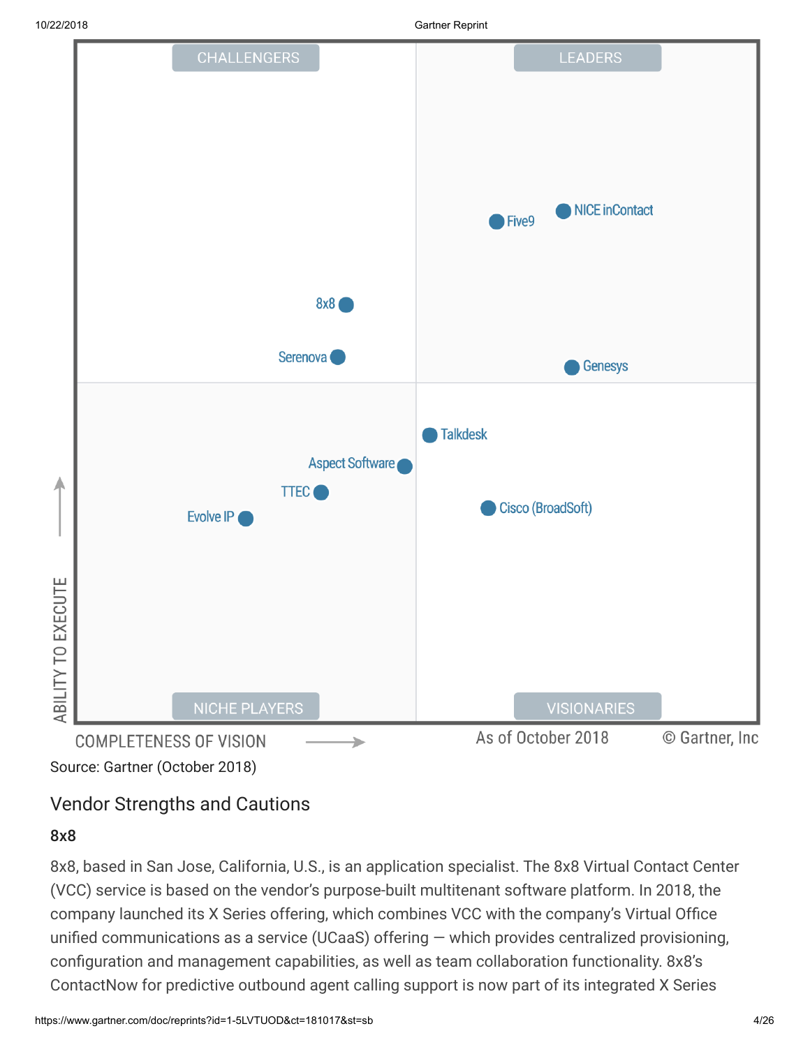Source: Gartner (October 2018)

## Vendor Strengths and Cautions

### 8x8

8x8, based in San Jose, California, U.S., is an application specialist. The 8x8 Virtual Contact Center (VCC) service is based on the vendor's purpose-built multitenant software platform. In 2018, the company launched its X Series offering, which combines VCC with the company's Virtual Office unified communications as a service (UCaaS) offering — which provides centralized provisioning, configuration and management capabilities, as well as team collaboration functionality. 8x8's ContactNow for predictive outbound agent calling support is now part of its integrated X Series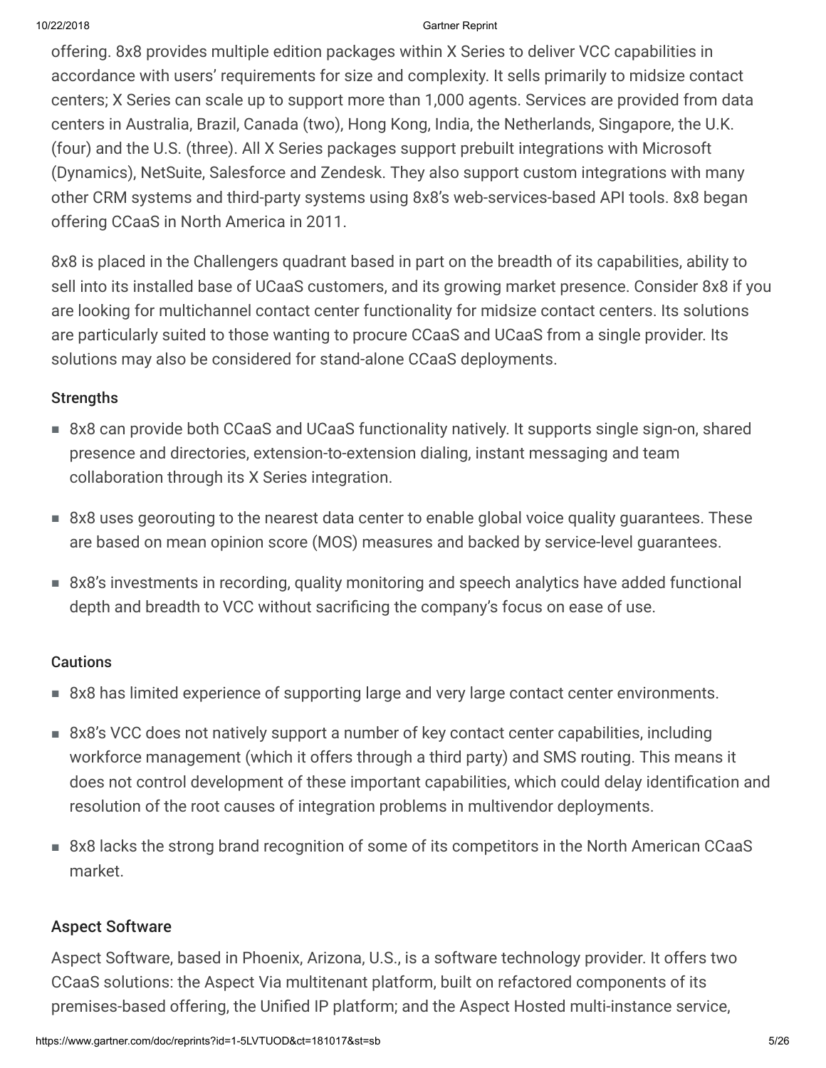offering. 8x8 provides multiple edition packages within X Series to deliver VCC capabilities in accordance with users' requirements for size and complexity. It sells primarily to midsize contact centers; X Series can scale up to support more than 1,000 agents. Services are provided from data centers in Australia, Brazil, Canada (two), Hong Kong, India, the Netherlands, Singapore, the U.K. (four) and the U.S. (three). All X Series packages support prebuilt integrations with Microsoft (Dynamics), NetSuite, Salesforce and Zendesk. They also support custom integrations with many other CRM systems and third-party systems using 8x8's web-services-based API tools. 8x8 began offering CCaaS in North America in 2011.

8x8 is placed in the Challengers quadrant based in part on the breadth of its capabilities, ability to sell into its installed base of UCaaS customers, and its growing market presence. Consider 8x8 if you are looking for multichannel contact center functionality for midsize contact centers. Its solutions are particularly suited to those wanting to procure CCaaS and UCaaS from a single provider. Its solutions may also be considered for stand-alone CCaaS deployments.

#### Strengths

- 8x8 can provide both CCaaS and UCaaS functionality natively. It supports single sign-on, shared presence and directories, extension-to-extension dialing, instant messaging and team collaboration through its X Series integration.
- 8x8 uses georouting to the nearest data center to enable global voice quality guarantees. These are based on mean opinion score (MOS) measures and backed by service-level guarantees.
- 8x8's investments in recording, quality monitoring and speech analytics have added functional depth and breadth to VCC without sacrificing the company's focus on ease of use.

#### Cautions

- 8x8 has limited experience of supporting large and very large contact center environments.
- 8x8's VCC does not natively support a number of key contact center capabilities, including workforce management (which it offers through a third party) and SMS routing. This means it does not control development of these important capabilities, which could delay identification and resolution of the root causes of integration problems in multivendor deployments.
- 8x8 lacks the strong brand recognition of some of its competitors in the North American CCaaS market.

### Aspect Software

Aspect Software, based in Phoenix, Arizona, U.S., is a software technology provider. It offers two CCaaS solutions: the Aspect Via multitenant platform, built on refactored components of its premises-based offering, the Unified IP platform; and the Aspect Hosted multi-instance service,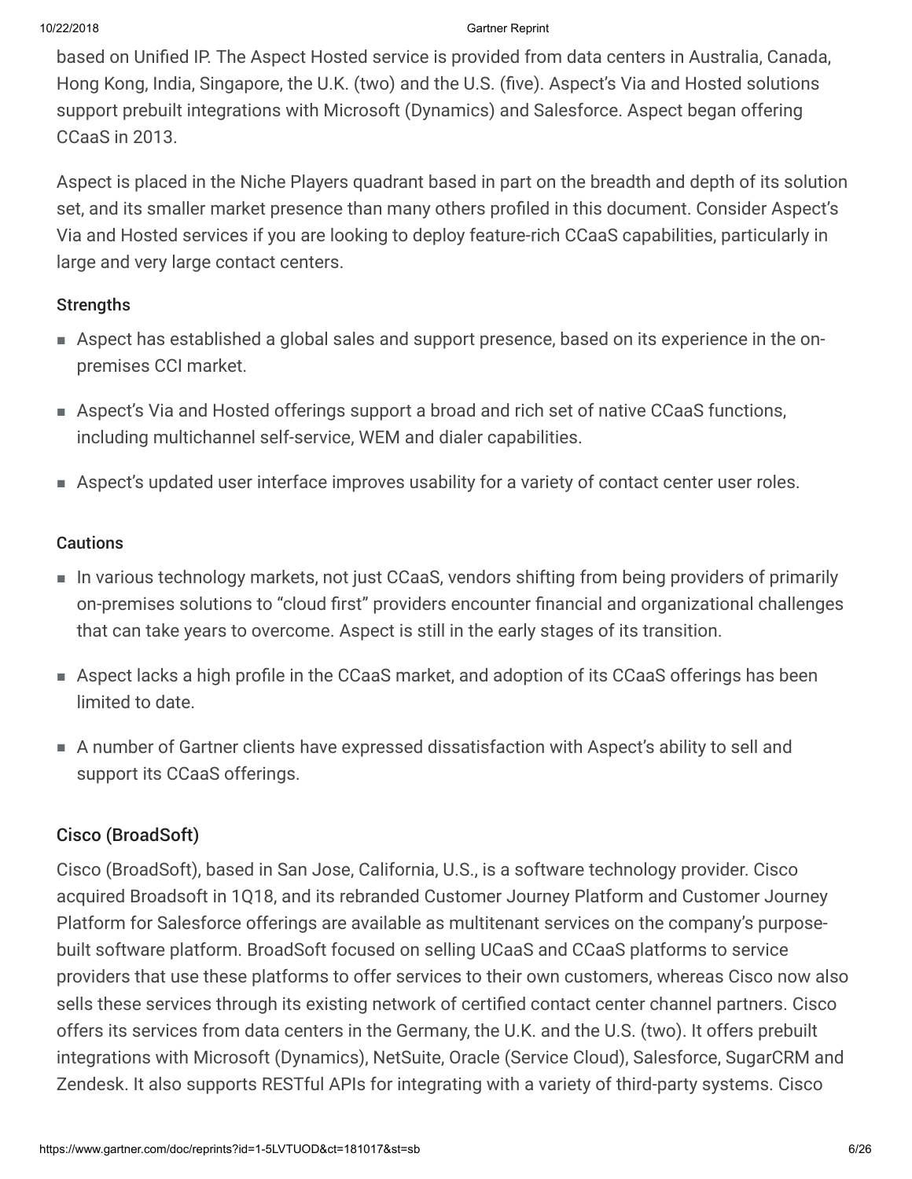based on Unified IP. The Aspect Hosted service is provided from data centers in Australia, Canada, Hong Kong, India, Singapore, the U.K. (two) and the U.S. (five). Aspect's Via and Hosted solutions support prebuilt integrations with Microsoft (Dynamics) and Salesforce. Aspect began offering CCaaS in 2013.

Aspect is placed in the Niche Players quadrant based in part on the breadth and depth of its solution set, and its smaller market presence than many others profiled in this document. Consider Aspect's Via and Hosted services if you are looking to deploy feature-rich CCaaS capabilities, particularly in large and very large contact centers.

#### Strengths

- Aspect has established a global sales and support presence, based on its experience in the on-premises CCI market.
- Aspect's Via and Hosted offerings support a broad and rich set of native CCaaS functions, including multichannel self-service, WEM and dialer capabilities.
- Aspect's updated user interface improves usability for a variety of contact center user roles.

#### Cautions

- In various technology markets, not just CCaaS, vendors shifting from being providers of primarily on-premises solutions to "cloud first" providers encounter financial and organizational challenges that can take years to overcome. Aspect is still in the early stages of its transition.
- Aspect lacks a high profile in the CCaaS market, and adoption of its CCaaS offerings has been limited to date.
- A number of Gartner clients have expressed dissatisfaction with Aspect's ability to sell and support its CCaaS offerings.

### Cisco (BroadSoft)

Cisco (BroadSoft), based in San Jose, California, U.S., is a software technology provider. Cisco acquired Broadsoft in 1Q18, and its rebranded Customer Journey Platform and Customer Journey Platform for Salesforce offerings are available as multitenant services on the company's purpose-built software platform. BroadSoft focused on selling UCaaS and CCaaS platforms to service providers that use these platforms to offer services to their own customers, whereas Cisco now also sells these services through its existing network of certified contact center channel partners. Cisco offers its services from data centers in the Germany, the U.K. and the U.S. (two). It offers prebuilt integrations with Microsoft (Dynamics), NetSuite, Oracle (Service Cloud), Salesforce, SugarCRM and Zendesk. It also supports RESTful APIs for integrating with a variety of third-party systems. Cisco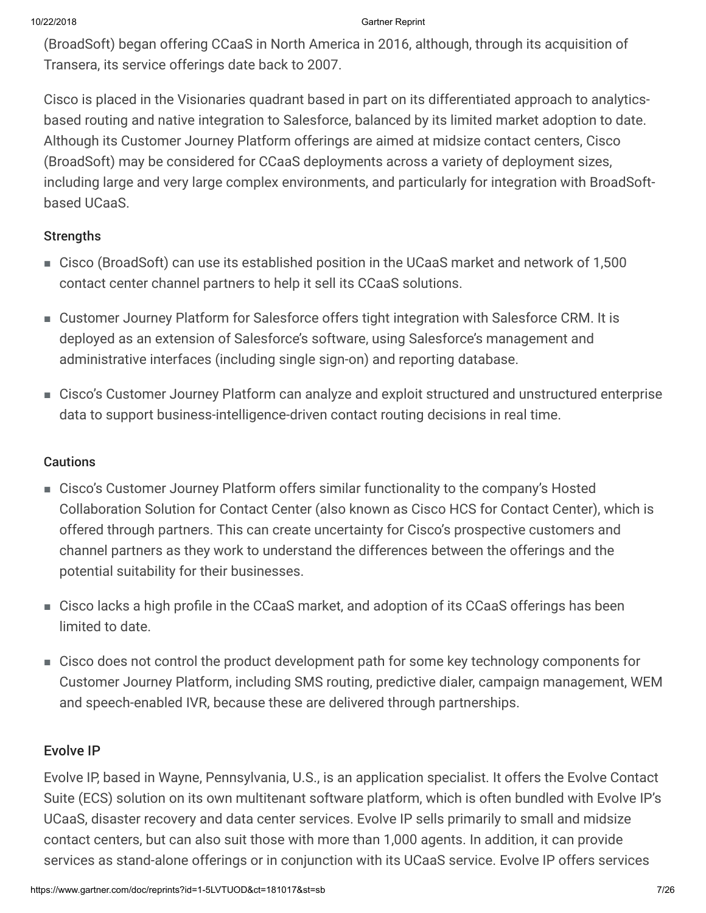(BroadSoft) began offering CCaaS in North America in 2016, although, through its acquisition of Transera, its service offerings date back to 2007.

Cisco is placed in the Visionaries quadrant based in part on its differentiated approach to analytics-based routing and native integration to Salesforce, balanced by its limited market adoption to date. Although its Customer Journey Platform offerings are aimed at midsize contact centers, Cisco (BroadSoft) may be considered for CCaaS deployments across a variety of deployment sizes, including large and very large complex environments, and particularly for integration with BroadSoft-based UCaaS.

#### Strengths

- Cisco (BroadSoft) can use its established position in the UCaaS market and network of 1,500 contact center channel partners to help it sell its CCaaS solutions.
- Customer Journey Platform for Salesforce offers tight integration with Salesforce CRM. It is deployed as an extension of Salesforce's software, using Salesforce's management and administrative interfaces (including single sign-on) and reporting database.
- Cisco's Customer Journey Platform can analyze and exploit structured and unstructured enterprise data to support business-intelligence-driven contact routing decisions in real time.

#### Cautions

- Cisco's Customer Journey Platform offers similar functionality to the company's Hosted Collaboration Solution for Contact Center (also known as Cisco HCS for Contact Center), which is offered through partners. This can create uncertainty for Cisco's prospective customers and channel partners as they work to understand the differences between the offerings and the potential suitability for their businesses.
- Cisco lacks a high profile in the CCaaS market, and adoption of its CCaaS offerings has been limited to date.
- Cisco does not control the product development path for some key technology components for Customer Journey Platform, including SMS routing, predictive dialer, campaign management, WEM and speech-enabled IVR, because these are delivered through partnerships.

### Evolve IP

Evolve IP, based in Wayne, Pennsylvania, U.S., is an application specialist. It offers the Evolve Contact Suite (ECS) solution on its own multitenant software platform, which is often bundled with Evolve IP's UCaaS, disaster recovery and data center services. Evolve IP sells primarily to small and midsize contact centers, but can also suit those with more than 1,000 agents. In addition, it can provide services as stand-alone offerings or in conjunction with its UCaaS service. Evolve IP offers services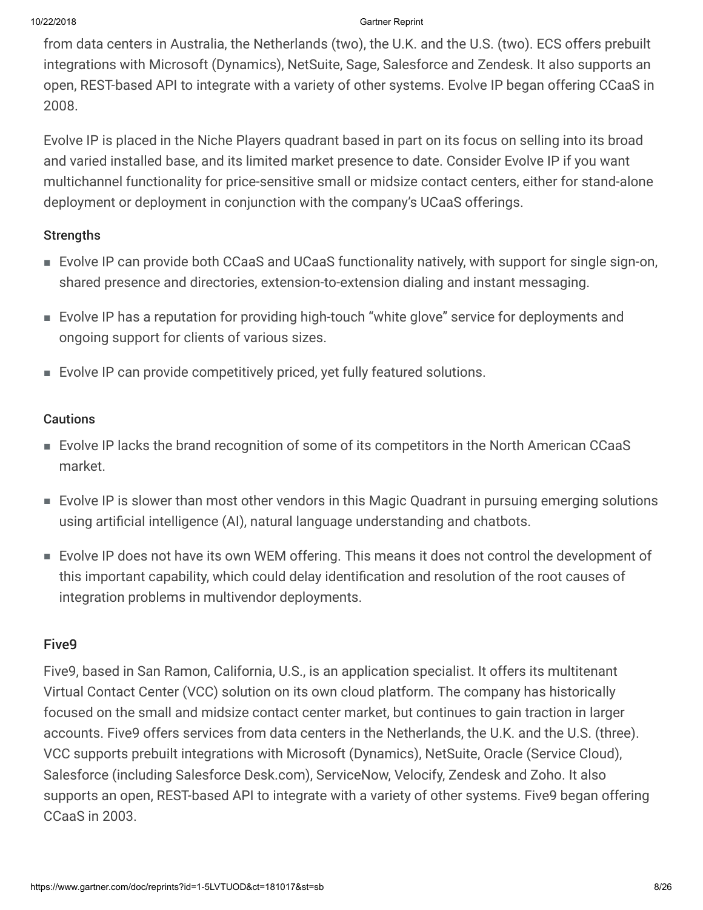from data centers in Australia, the Netherlands (two), the U.K. and the U.S. (two). ECS offers prebuilt integrations with Microsoft (Dynamics), NetSuite, Sage, Salesforce and Zendesk. It also supports an open, REST-based API to integrate with a variety of other systems. Evolve IP began offering CCaaS in 2008.

Evolve IP is placed in the Niche Players quadrant based in part on its focus on selling into its broad and varied installed base, and its limited market presence to date. Consider Evolve IP if you want multichannel functionality for price-sensitive small or midsize contact centers, either for stand-alone deployment or deployment in conjunction with the company's UCaaS offerings.

#### Strengths

- Evolve IP can provide both CCaaS and UCaaS functionality natively, with support for single sign-on, shared presence and directories, extension-to-extension dialing and instant messaging.
- Evolve IP has a reputation for providing high-touch "white glove" service for deployments and ongoing support for clients of various sizes.
- Evolve IP can provide competitively priced, yet fully featured solutions.

#### Cautions

- Evolve IP lacks the brand recognition of some of its competitors in the North American CCaaS market.
- Evolve IP is slower than most other vendors in this Magic Quadrant in pursuing emerging solutions using artificial intelligence (AI), natural language understanding and chatbots.
- Evolve IP does not have its own WEM offering. This means it does not control the development of this important capability, which could delay identification and resolution of the root causes of integration problems in multivendor deployments.

### Five9

Five9, based in San Ramon, California, U.S., is an application specialist. It offers its multitenant Virtual Contact Center (VCC) solution on its own cloud platform. The company has historically focused on the small and midsize contact center market, but continues to gain traction in larger accounts. Five9 offers services from data centers in the Netherlands, the U.K. and the U.S. (three). VCC supports prebuilt integrations with Microsoft (Dynamics), NetSuite, Oracle (Service Cloud), Salesforce (including Salesforce Desk.com), ServiceNow, Velocify, Zendesk and Zoho. It also supports an open, REST-based API to integrate with a variety of other systems. Five9 began offering CCaaS in 2003.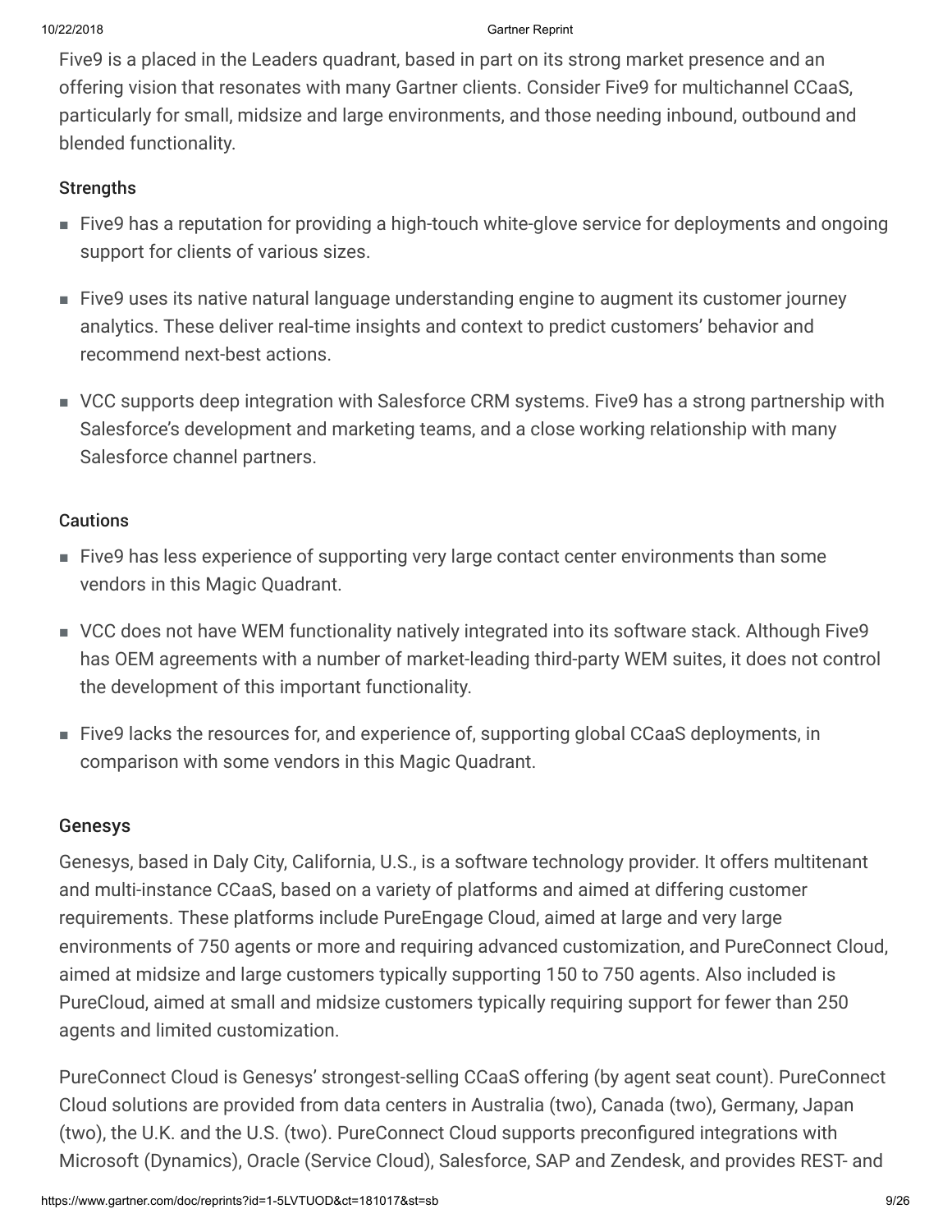Five9 is a placed in the Leaders quadrant, based in part on its strong market presence and an offering vision that resonates with many Gartner clients. Consider Five9 for multichannel CCaaS, particularly for small, midsize and large environments, and those needing inbound, outbound and blended functionality.

#### Strengths

- Five9 has a reputation for providing a high-touch white-glove service for deployments and ongoing support for clients of various sizes.
- Five9 uses its native natural language understanding engine to augment its customer journey analytics. These deliver real-time insights and context to predict customers' behavior and recommend next-best actions.
- VCC supports deep integration with Salesforce CRM systems. Five9 has a strong partnership with Salesforce's development and marketing teams, and a close working relationship with many Salesforce channel partners.

#### Cautions

- Five9 has less experience of supporting very large contact center environments than some vendors in this Magic Quadrant.
- VCC does not have WEM functionality natively integrated into its software stack. Although Five9 has OEM agreements with a number of market-leading third-party WEM suites, it does not control the development of this important functionality.
- Five9 lacks the resources for, and experience of, supporting global CCaaS deployments, in comparison with some vendors in this Magic Quadrant.

### Genesys

Genesys, based in Daly City, California, U.S., is a software technology provider. It offers multitenant and multi-instance CCaaS, based on a variety of platforms and aimed at differing customer requirements. These platforms include PureEngage Cloud, aimed at large and very large environments of 750 agents or more and requiring advanced customization, and PureConnect Cloud, aimed at midsize and large customers typically supporting 150 to 750 agents. Also included is PureCloud, aimed at small and midsize customers typically requiring support for fewer than 250 agents and limited customization.

PureConnect Cloud is Genesys' strongest-selling CCaaS offering (by agent seat count). PureConnect Cloud solutions are provided from data centers in Australia (two), Canada (two), Germany, Japan (two), the U.K. and the U.S. (two). PureConnect Cloud supports preconfigured integrations with Microsoft (Dynamics), Oracle (Service Cloud), Salesforce, SAP and Zendesk, and provides REST- and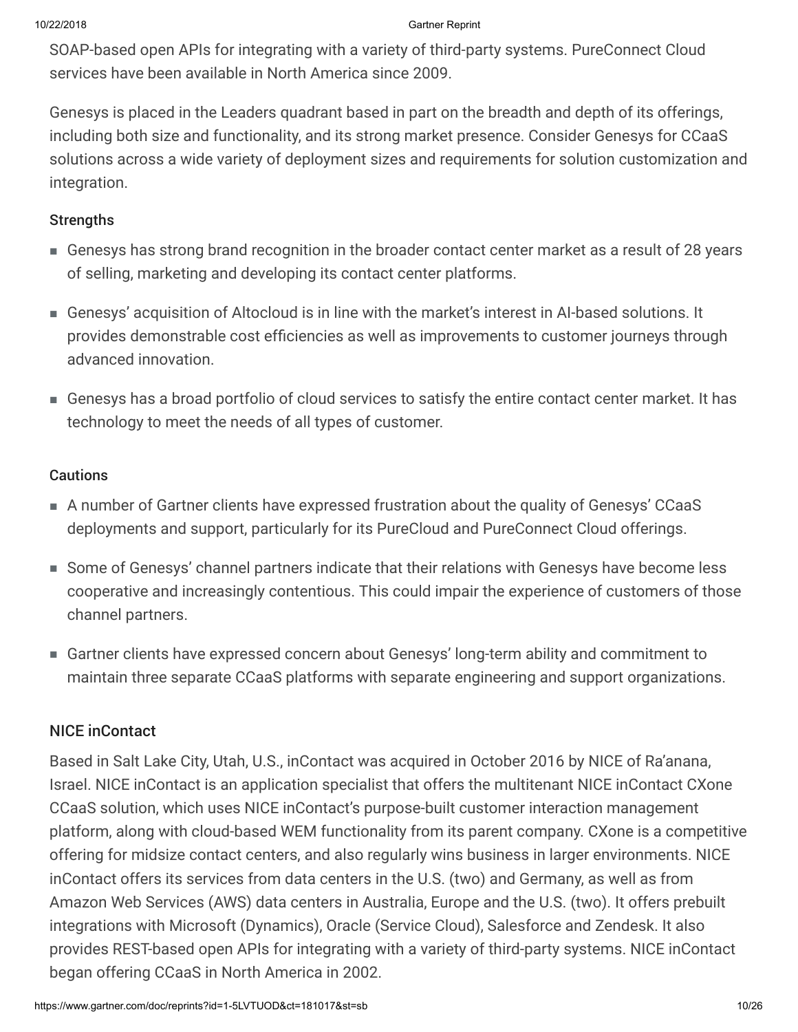SOAP-based open APIs for integrating with a variety of third-party systems. PureConnect Cloud services have been available in North America since 2009.

Genesys is placed in the Leaders quadrant based in part on the breadth and depth of its offerings, including both size and functionality, and its strong market presence. Consider Genesys for CCaaS solutions across a wide variety of deployment sizes and requirements for solution customization and integration.

#### Strengths

- Genesys has strong brand recognition in the broader contact center market as a result of 28 years of selling, marketing and developing its contact center platforms.
- Genesys' acquisition of Altocloud is in line with the market's interest in AI-based solutions. It provides demonstrable cost efficiencies as well as improvements to customer journeys through advanced innovation.
- Genesys has a broad portfolio of cloud services to satisfy the entire contact center market. It has technology to meet the needs of all types of customer.

#### Cautions

- A number of Gartner clients have expressed frustration about the quality of Genesys' CCaaS deployments and support, particularly for its PureCloud and PureConnect Cloud offerings.
- Some of Genesys' channel partners indicate that their relations with Genesys have become less cooperative and increasingly contentious. This could impair the experience of customers of those channel partners.
- Gartner clients have expressed concern about Genesys' long-term ability and commitment to maintain three separate CCaaS platforms with separate engineering and support organizations.

### NICE inContact

Based in Salt Lake City, Utah, U.S., inContact was acquired in October 2016 by NICE of Ra'anana, Israel. NICE inContact is an application specialist that offers the multitenant NICE inContact CXone CCaaS solution, which uses NICE inContact's purpose-built customer interaction management platform, along with cloud-based WEM functionality from its parent company. CXone is a competitive offering for midsize contact centers, and also regularly wins business in larger environments. NICE inContact offers its services from data centers in the U.S. (two) and Germany, as well as from Amazon Web Services (AWS) data centers in Australia, Europe and the U.S. (two). It offers prebuilt integrations with Microsoft (Dynamics), Oracle (Service Cloud), Salesforce and Zendesk. It also provides REST-based open APIs for integrating with a variety of third-party systems. NICE inContact began offering CCaaS in North America in 2002.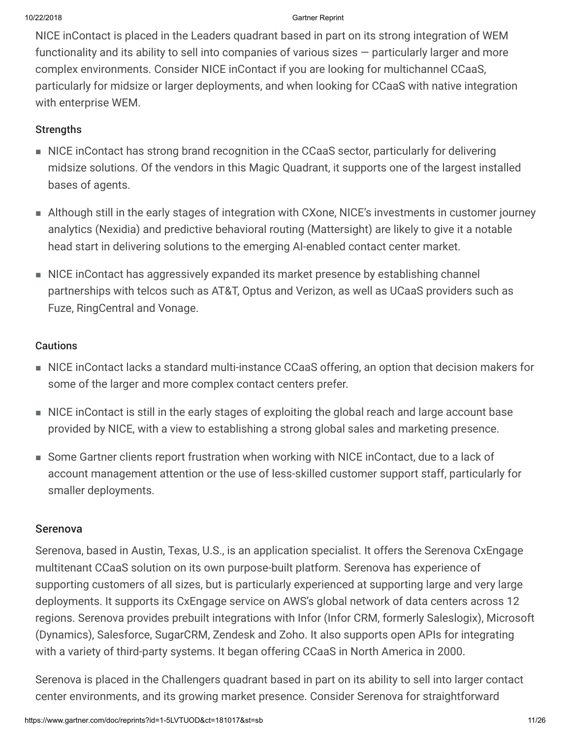NICE inContact is placed in the Leaders quadrant based in part on its strong integration of WEM functionality and its ability to sell into companies of various sizes — particularly larger and more complex environments. Consider NICE inContact if you are looking for multichannel CCaaS, particularly for midsize or larger deployments, and when looking for CCaaS with native integration with enterprise WEM.

#### Strengths

- NICE inContact has strong brand recognition in the CCaaS sector, particularly for delivering midsize solutions. Of the vendors in this Magic Quadrant, it supports one of the largest installed bases of agents.
- Although still in the early stages of integration with CXone, NICE's investments in customer journey analytics (Nexidia) and predictive behavioral routing (Mattersight) are likely to give it a notable head start in delivering solutions to the emerging AI-enabled contact center market.
- NICE inContact has aggressively expanded its market presence by establishing channel partnerships with telcos such as AT&T, Optus and Verizon, as well as UCaaS providers such as Fuze, RingCentral and Vonage.

#### Cautions

- NICE inContact lacks a standard multi-instance CCaaS offering, an option that decision makers for some of the larger and more complex contact centers prefer.
- NICE inContact is still in the early stages of exploiting the global reach and large account base provided by NICE, with a view to establishing a strong global sales and marketing presence.
- Some Gartner clients report frustration when working with NICE inContact, due to a lack of account management attention or the use of less-skilled customer support staff, particularly for smaller deployments.

### Serenova

Serenova, based in Austin, Texas, U.S., is an application specialist. It offers the Serenova CxEngage multitenant CCaaS solution on its own purpose-built platform. Serenova has experience of supporting customers of all sizes, but is particularly experienced at supporting large and very large deployments. It supports its CxEngage service on AWS's global network of data centers across 12 regions. Serenova provides prebuilt integrations with Infor (Infor CRM, formerly Saleslogix), Microsoft (Dynamics), Salesforce, SugarCRM, Zendesk and Zoho. It also supports open APIs for integrating with a variety of third-party systems. It began offering CCaaS in North America in 2000.

Serenova is placed in the Challengers quadrant based in part on its ability to sell into larger contact center environments, and its growing market presence. Consider Serenova for straightforward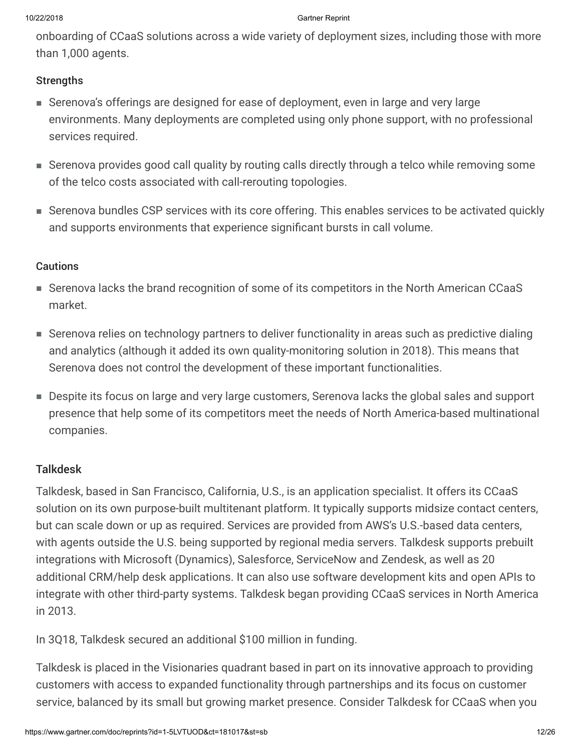onboarding of CCaaS solutions across a wide variety of deployment sizes, including those with more than 1,000 agents.

#### Strengths

- Serenova's offerings are designed for ease of deployment, even in large and very large environments. Many deployments are completed using only phone support, with no professional services required.
- Serenova provides good call quality by routing calls directly through a telco while removing some of the telco costs associated with call-rerouting topologies.
- Serenova bundles CSP services with its core offering. This enables services to be activated quickly and supports environments that experience significant bursts in call volume.

#### Cautions

- Serenova lacks the brand recognition of some of its competitors in the North American CCaaS market.
- Serenova relies on technology partners to deliver functionality in areas such as predictive dialing and analytics (although it added its own quality-monitoring solution in 2018). This means that Serenova does not control the development of these important functionalities.
- Despite its focus on large and very large customers, Serenova lacks the global sales and support presence that help some of its competitors meet the needs of North America-based multinational companies.

### Talkdesk

Talkdesk, based in San Francisco, California, U.S., is an application specialist. It offers its CCaaS solution on its own purpose-built multitenant platform. It typically supports midsize contact centers, but can scale down or up as required. Services are provided from AWS's U.S.-based data centers, with agents outside the U.S. being supported by regional media servers. Talkdesk supports prebuilt integrations with Microsoft (Dynamics), Salesforce, ServiceNow and Zendesk, as well as 20 additional CRM/help desk applications. It can also use software development kits and open APIs to integrate with other third-party systems. Talkdesk began providing CCaaS services in North America in 2013.

In 3Q18, Talkdesk secured an additional $100 million in funding.

Talkdesk is placed in the Visionaries quadrant based in part on its innovative approach to providing customers with access to expanded functionality through partnerships and its focus on customer service, balanced by its small but growing market presence. Consider Talkdesk for CCaaS when you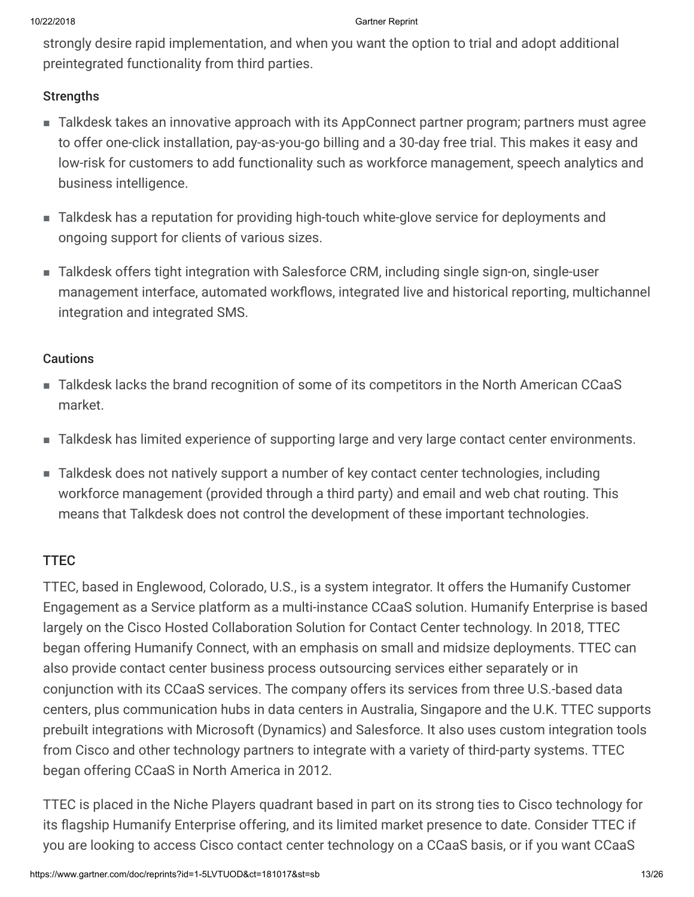strongly desire rapid implementation, and when you want the option to trial and adopt additional preintegrated functionality from third parties.

#### Strengths

- Talkdesk takes an innovative approach with its AppConnect partner program; partners must agree to offer one-click installation, pay-as-you-go billing and a 30-day free trial. This makes it easy and low-risk for customers to add functionality such as workforce management, speech analytics and business intelligence.
- Talkdesk has a reputation for providing high-touch white-glove service for deployments and ongoing support for clients of various sizes.
- Talkdesk offers tight integration with Salesforce CRM, including single sign-on, single-user management interface, automated workflows, integrated live and historical reporting, multichannel integration and integrated SMS.

#### Cautions

- Talkdesk lacks the brand recognition of some of its competitors in the North American CCaaS market.
- Talkdesk has limited experience of supporting large and very large contact center environments.
- Talkdesk does not natively support a number of key contact center technologies, including workforce management (provided through a third party) and email and web chat routing. This means that Talkdesk does not control the development of these important technologies.

### TTEC

TTEC, based in Englewood, Colorado, U.S., is a system integrator. It offers the Humanify Customer Engagement as a Service platform as a multi-instance CCaaS solution. Humanify Enterprise is based largely on the Cisco Hosted Collaboration Solution for Contact Center technology. In 2018, TTEC began offering Humanify Connect, with an emphasis on small and midsize deployments. TTEC can also provide contact center business process outsourcing services either separately or in conjunction with its CCaaS services. The company offers its services from three U.S.-based data centers, plus communication hubs in data centers in Australia, Singapore and the U.K. TTEC supports prebuilt integrations with Microsoft (Dynamics) and Salesforce. It also uses custom integration tools from Cisco and other technology partners to integrate with a variety of third-party systems. TTEC began offering CCaaS in North America in 2012.

TTEC is placed in the Niche Players quadrant based in part on its strong ties to Cisco technology for its flagship Humanify Enterprise offering, and its limited market presence to date. Consider TTEC if you are looking to access Cisco contact center technology on a CCaaS basis, or if you want CCaaS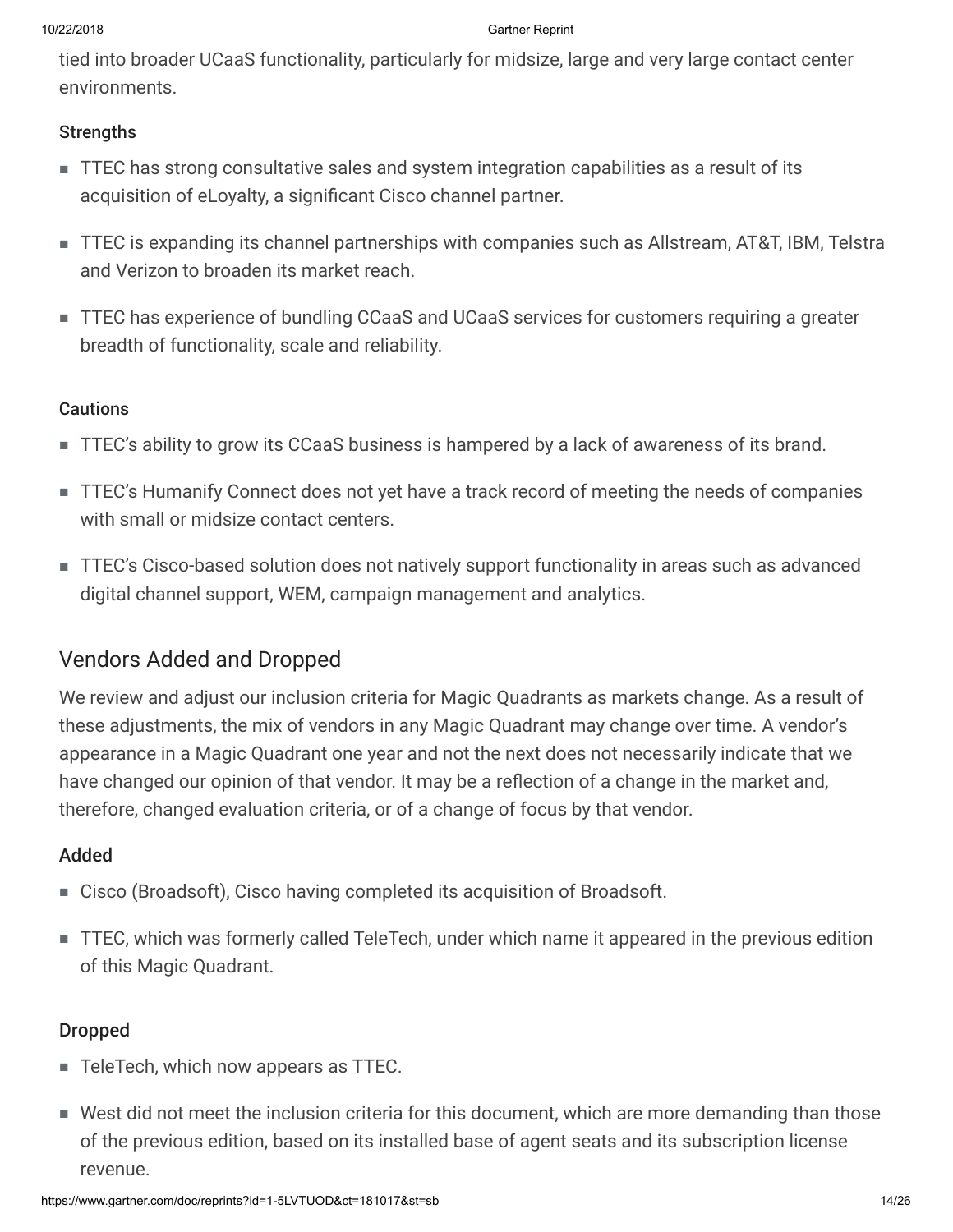tied into broader UCaaS functionality, particularly for midsize, large and very large contact center environments.

#### Strengths

- TTEC has strong consultative sales and system integration capabilities as a result of its acquisition of eLoyalty, a significant Cisco channel partner.
- TTEC is expanding its channel partnerships with companies such as Allstream, AT&T, IBM, Telstra and Verizon to broaden its market reach.
- TTEC has experience of bundling CCaaS and UCaaS services for customers requiring a greater breadth of functionality, scale and reliability.

#### Cautions

- TTEC's ability to grow its CCaaS business is hampered by a lack of awareness of its brand.
- TTEC's Humanify Connect does not yet have a track record of meeting the needs of companies with small or midsize contact centers.
- TTEC's Cisco-based solution does not natively support functionality in areas such as advanced digital channel support, WEM, campaign management and analytics.

## Vendors Added and Dropped

We review and adjust our inclusion criteria for Magic Quadrants as markets change. As a result of these adjustments, the mix of vendors in any Magic Quadrant may change over time. A vendor's appearance in a Magic Quadrant one year and not the next does not necessarily indicate that we have changed our opinion of that vendor. It may be a reflection of a change in the market and, therefore, changed evaluation criteria, or of a change of focus by that vendor.

### Added

- Cisco (Broadsoft), Cisco having completed its acquisition of Broadsoft.
- TTEC, which was formerly called TeleTech, under which name it appeared in the previous edition of this Magic Quadrant.

### Dropped

- TeleTech, which now appears as TTEC.
- West did not meet the inclusion criteria for this document, which are more demanding than those of the previous edition, based on its installed base of agent seats and its subscription license revenue.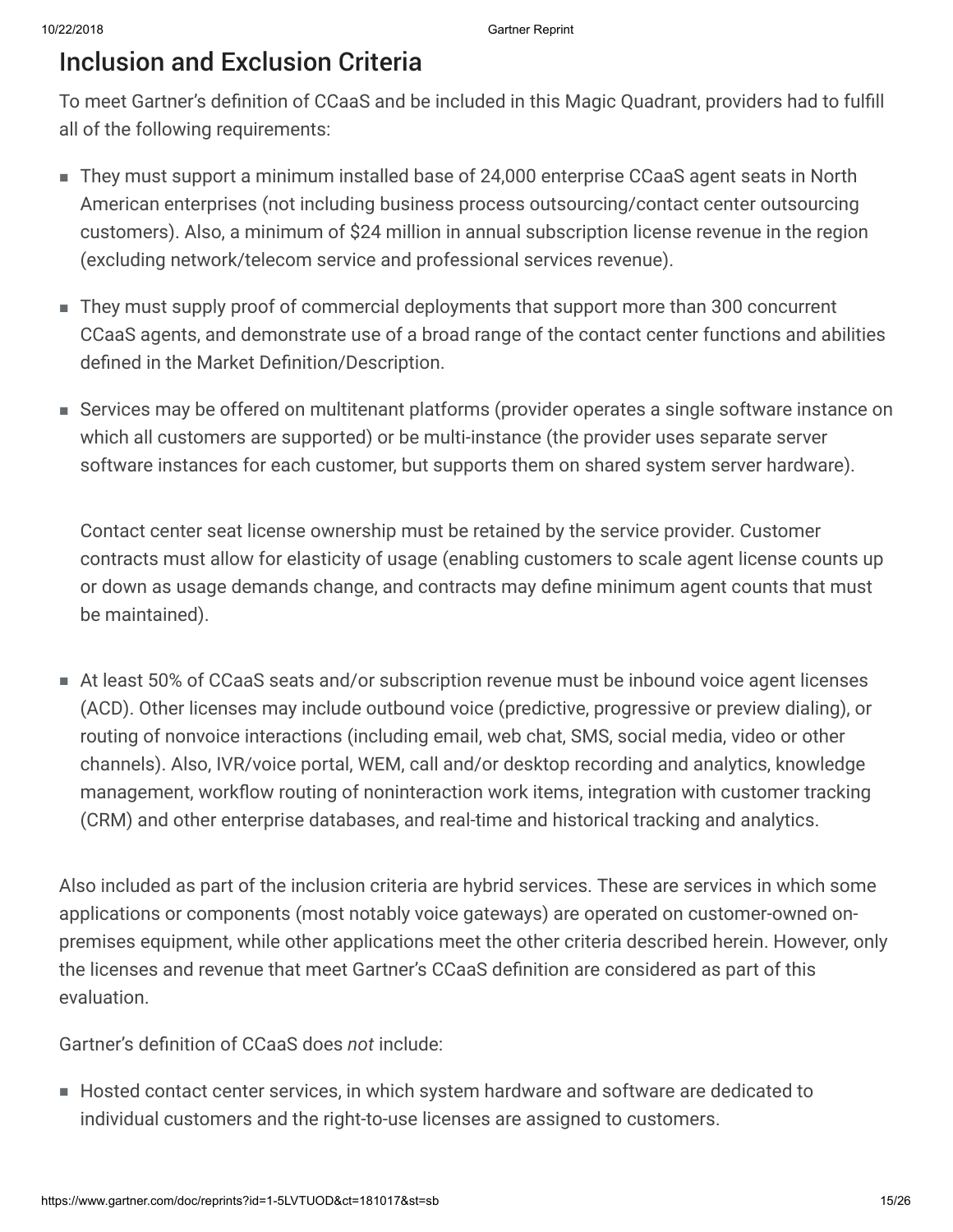## Inclusion and Exclusion Criteria

To meet Gartner's definition of CCaaS and be included in this Magic Quadrant, providers had to fulfill all of the following requirements:

- They must support a minimum installed base of 24,000 enterprise CCaaS agent seats in North American enterprises (not including business process outsourcing/contact center outsourcing customers). Also, a minimum of $24 million in annual subscription license revenue in the region (excluding network/telecom service and professional services revenue).
- They must supply proof of commercial deployments that support more than 300 concurrent CCaaS agents, and demonstrate use of a broad range of the contact center functions and abilities defined in the Market Definition/Description.
- Services may be offered on multitenant platforms (provider operates a single software instance on which all customers are supported) or be multi-instance (the provider uses separate server software instances for each customer, but supports them on shared system server hardware).

  Contact center seat license ownership must be retained by the service provider. Customer contracts must allow for elasticity of usage (enabling customers to scale agent license counts up or down as usage demands change, and contracts may define minimum agent counts that must be maintained).

- At least 50% of CCaaS seats and/or subscription revenue must be inbound voice agent licenses (ACD). Other licenses may include outbound voice (predictive, progressive or preview dialing), or routing of nonvoice interactions (including email, web chat, SMS, social media, video or other channels). Also, IVR/voice portal, WEM, call and/or desktop recording and analytics, knowledge management, workflow routing of noninteraction work items, integration with customer tracking (CRM) and other enterprise databases, and real-time and historical tracking and analytics.

Also included as part of the inclusion criteria are hybrid services. These are services in which some applications or components (most notably voice gateways) are operated on customer-owned on-premises equipment, while other applications meet the other criteria described herein. However, only the licenses and revenue that meet Gartner's CCaaS definition are considered as part of this evaluation.

Gartner's definition of CCaaS does *not* include:

- Hosted contact center services, in which system hardware and software are dedicated to individual customers and the right-to-use licenses are assigned to customers.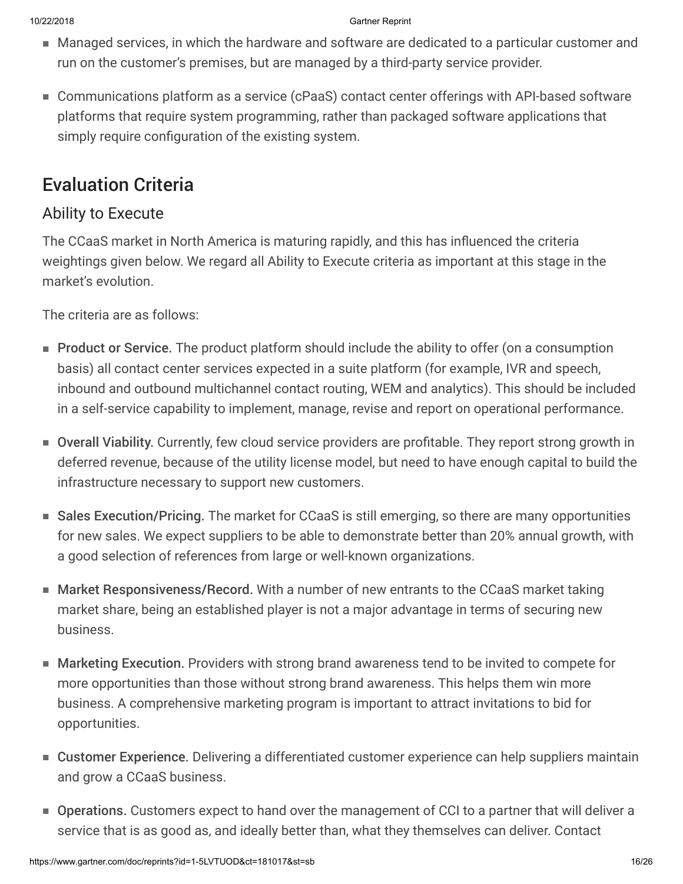- Managed services, in which the hardware and software are dedicated to a particular customer and run on the customer's premises, but are managed by a third-party service provider.
- Communications platform as a service (cPaaS) contact center offerings with API-based software platforms that require system programming, rather than packaged software applications that simply require configuration of the existing system.

## Evaluation Criteria

### Ability to Execute

The CCaaS market in North America is maturing rapidly, and this has influenced the criteria weightings given below. We regard all Ability to Execute criteria as important at this stage in the market's evolution.

The criteria are as follows:

- **Product or Service.** The product platform should include the ability to offer (on a consumption basis) all contact center services expected in a suite platform (for example, IVR and speech, inbound and outbound multichannel contact routing, WEM and analytics). This should be included in a self-service capability to implement, manage, revise and report on operational performance.
- **Overall Viability.** Currently, few cloud service providers are profitable. They report strong growth in deferred revenue, because of the utility license model, but need to have enough capital to build the infrastructure necessary to support new customers.
- **Sales Execution/Pricing.** The market for CCaaS is still emerging, so there are many opportunities for new sales. We expect suppliers to be able to demonstrate better than 20% annual growth, with a good selection of references from large or well-known organizations.
- **Market Responsiveness/Record.** With a number of new entrants to the CCaaS market taking market share, being an established player is not a major advantage in terms of securing new business.
- **Marketing Execution.** Providers with strong brand awareness tend to be invited to compete for more opportunities than those without strong brand awareness. This helps them win more business. A comprehensive marketing program is important to attract invitations to bid for opportunities.
- **Customer Experience.** Delivering a differentiated customer experience can help suppliers maintain and grow a CCaaS business.
- **Operations.** Customers expect to hand over the management of CCI to a partner that will deliver a service that is as good as, and ideally better than, what they themselves can deliver. Contact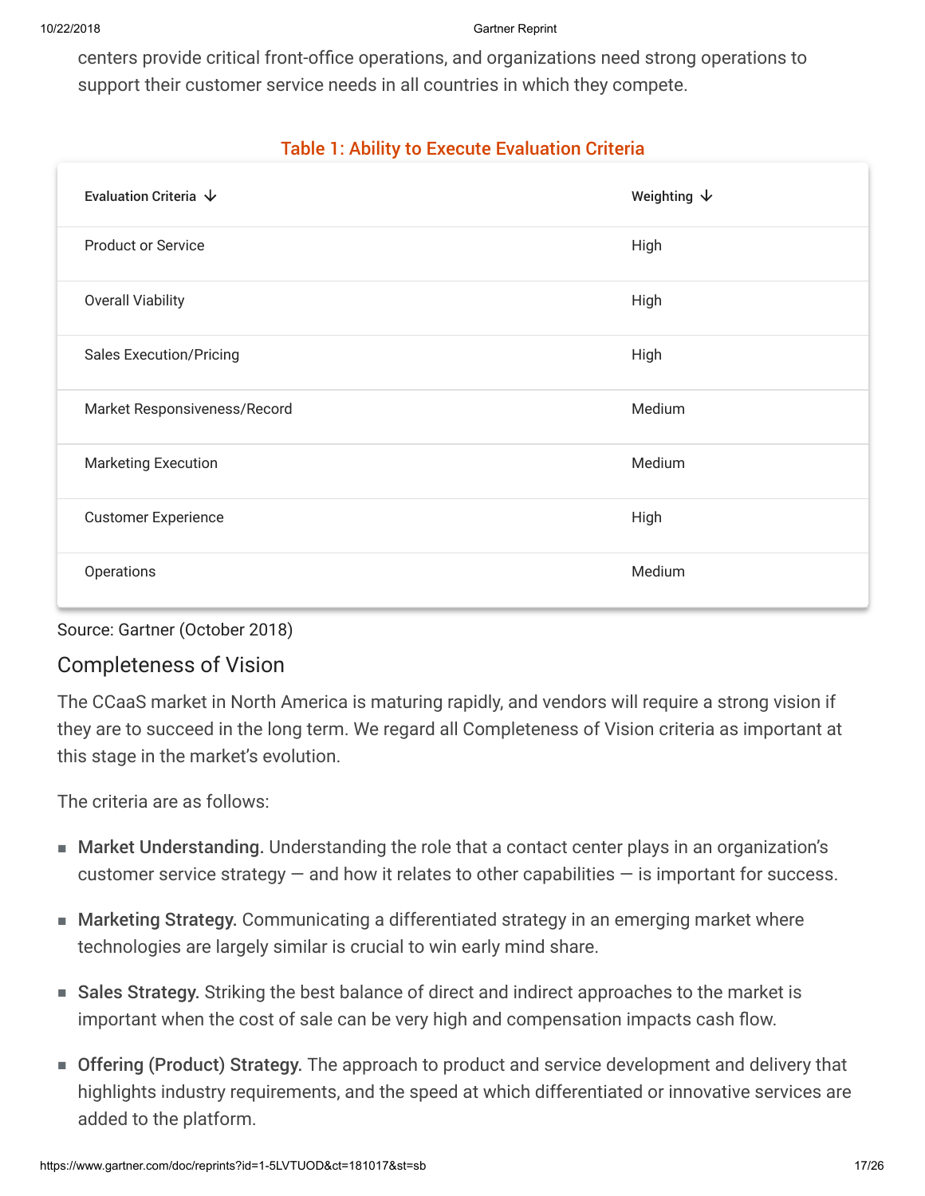centers provide critical front-office operations, and organizations need strong operations to support their customer service needs in all countries in which they compete.

**Table 1: Ability to Execute Evaluation Criteria**

| Evaluation Criteria | Weighting |
|---|---|
| Product or Service | High |
| Overall Viability | High |
| Sales Execution/Pricing | High |
| Market Responsiveness/Record | Medium |
| Marketing Execution | Medium |
| Customer Experience | High |
| Operations | Medium |

Source: Gartner (October 2018)

## Completeness of Vision

The CCaaS market in North America is maturing rapidly, and vendors will require a strong vision if they are to succeed in the long term. We regard all Completeness of Vision criteria as important at this stage in the market's evolution.

The criteria are as follows:

- **Market Understanding.** Understanding the role that a contact center plays in an organization's customer service strategy — and how it relates to other capabilities — is important for success.
- **Marketing Strategy.** Communicating a differentiated strategy in an emerging market where technologies are largely similar is crucial to win early mind share.
- **Sales Strategy.** Striking the best balance of direct and indirect approaches to the market is important when the cost of sale can be very high and compensation impacts cash flow.
- **Offering (Product) Strategy.** The approach to product and service development and delivery that highlights industry requirements, and the speed at which differentiated or innovative services are added to the platform.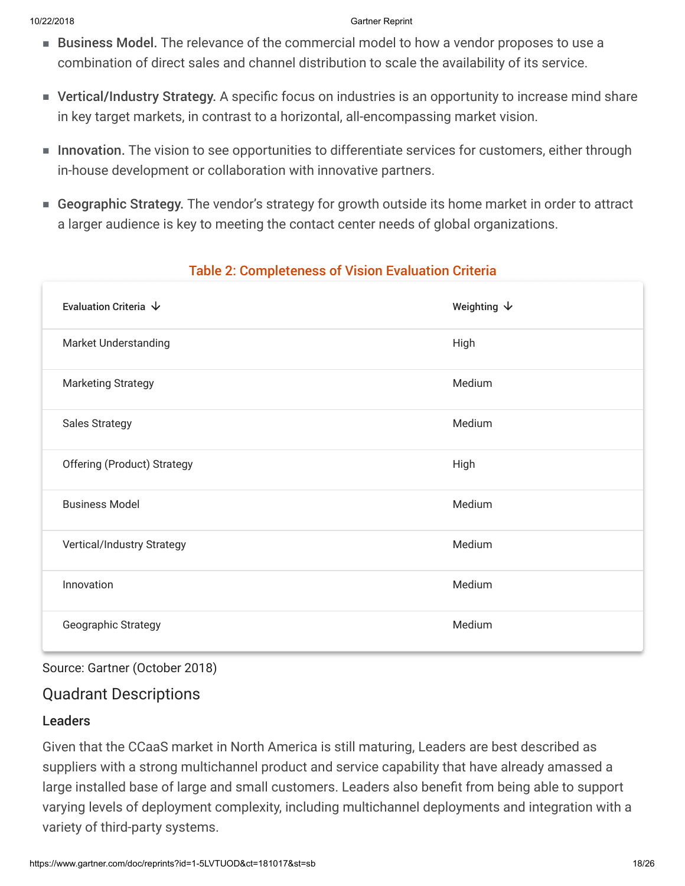- **Business Model.** The relevance of the commercial model to how a vendor proposes to use a combination of direct sales and channel distribution to scale the availability of its service.
- **Vertical/Industry Strategy.** A specific focus on industries is an opportunity to increase mind share in key target markets, in contrast to a horizontal, all-encompassing market vision.
- **Innovation.** The vision to see opportunities to differentiate services for customers, either through in-house development or collaboration with innovative partners.
- **Geographic Strategy.** The vendor's strategy for growth outside its home market in order to attract a larger audience is key to meeting the contact center needs of global organizations.

**Table 2: Completeness of Vision Evaluation Criteria**

| Evaluation Criteria | Weighting |
|---|---|
| Market Understanding | High |
| Marketing Strategy | Medium |
| Sales Strategy | Medium |
| Offering (Product) Strategy | High |
| Business Model | Medium |
| Vertical/Industry Strategy | Medium |
| Innovation | Medium |
| Geographic Strategy | Medium |

Source: Gartner (October 2018)

## Quadrant Descriptions

### Leaders

Given that the CCaaS market in North America is still maturing, Leaders are best described as suppliers with a strong multichannel product and service capability that have already amassed a large installed base of large and small customers. Leaders also benefit from being able to support varying levels of deployment complexity, including multichannel deployments and integration with a variety of third-party systems.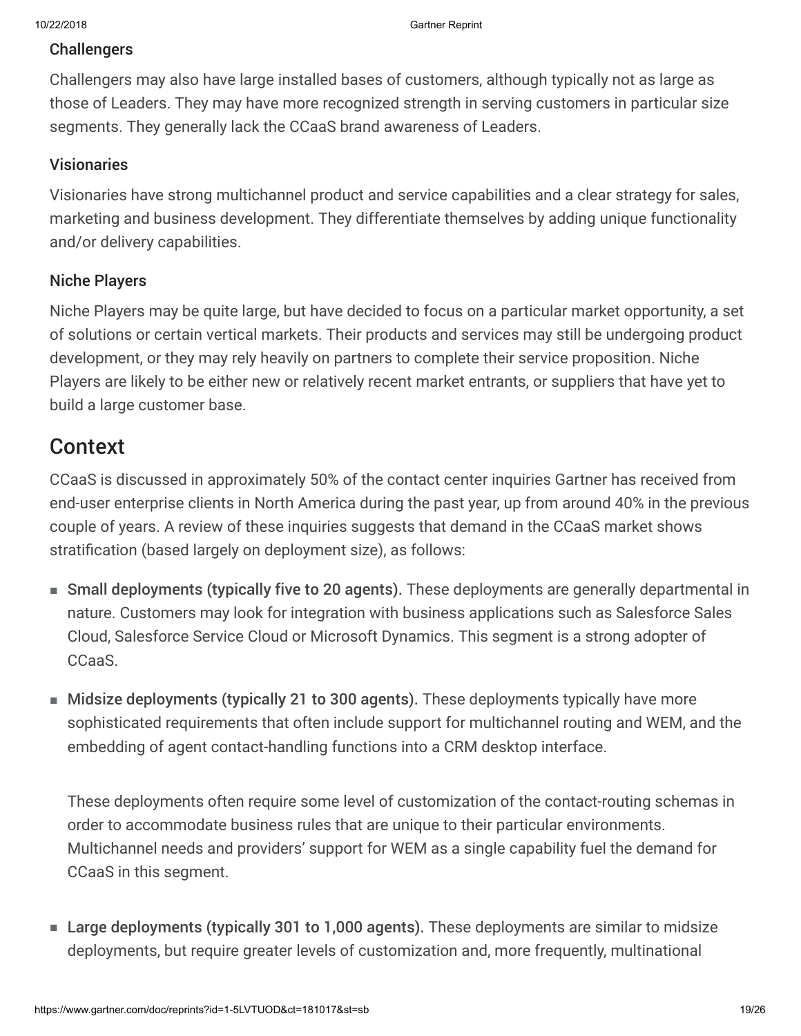### Challengers

Challengers may also have large installed bases of customers, although typically not as large as those of Leaders. They may have more recognized strength in serving customers in particular size segments. They generally lack the CCaaS brand awareness of Leaders.

### Visionaries

Visionaries have strong multichannel product and service capabilities and a clear strategy for sales, marketing and business development. They differentiate themselves by adding unique functionality and/or delivery capabilities.

### Niche Players

Niche Players may be quite large, but have decided to focus on a particular market opportunity, a set of solutions or certain vertical markets. Their products and services may still be undergoing product development, or they may rely heavily on partners to complete their service proposition. Niche Players are likely to be either new or relatively recent market entrants, or suppliers that have yet to build a large customer base.

## Context

CCaaS is discussed in approximately 50% of the contact center inquiries Gartner has received from end-user enterprise clients in North America during the past year, up from around 40% in the previous couple of years. A review of these inquiries suggests that demand in the CCaaS market shows stratification (based largely on deployment size), as follows:

- **Small deployments (typically five to 20 agents).** These deployments are generally departmental in nature. Customers may look for integration with business applications such as Salesforce Sales Cloud, Salesforce Service Cloud or Microsoft Dynamics. This segment is a strong adopter of CCaaS.
- **Midsize deployments (typically 21 to 300 agents).** These deployments typically have more sophisticated requirements that often include support for multichannel routing and WEM, and the embedding of agent contact-handling functions into a CRM desktop interface.

  These deployments often require some level of customization of the contact-routing schemas in order to accommodate business rules that are unique to their particular environments. Multichannel needs and providers' support for WEM as a single capability fuel the demand for CCaaS in this segment.

- **Large deployments (typically 301 to 1,000 agents).** These deployments are similar to midsize deployments, but require greater levels of customization and, more frequently, multinational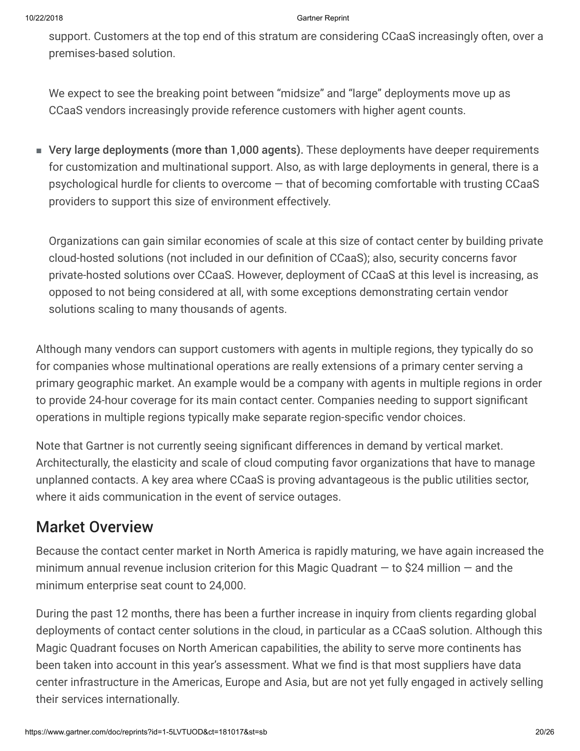support. Customers at the top end of this stratum are considering CCaaS increasingly often, over a premises-based solution.

We expect to see the breaking point between "midsize" and "large" deployments move up as CCaaS vendors increasingly provide reference customers with higher agent counts.

- **Very large deployments (more than 1,000 agents).** These deployments have deeper requirements for customization and multinational support. Also, as with large deployments in general, there is a psychological hurdle for clients to overcome — that of becoming comfortable with trusting CCaaS providers to support this size of environment effectively.

  Organizations can gain similar economies of scale at this size of contact center by building private cloud-hosted solutions (not included in our definition of CCaaS); also, security concerns favor private-hosted solutions over CCaaS. However, deployment of CCaaS at this level is increasing, as opposed to not being considered at all, with some exceptions demonstrating certain vendor solutions scaling to many thousands of agents.

Although many vendors can support customers with agents in multiple regions, they typically do so for companies whose multinational operations are really extensions of a primary center serving a primary geographic market. An example would be a company with agents in multiple regions in order to provide 24-hour coverage for its main contact center. Companies needing to support significant operations in multiple regions typically make separate region-specific vendor choices.

Note that Gartner is not currently seeing significant differences in demand by vertical market. Architecturally, the elasticity and scale of cloud computing favor organizations that have to manage unplanned contacts. A key area where CCaaS is proving advantageous is the public utilities sector, where it aids communication in the event of service outages.

## Market Overview

Because the contact center market in North America is rapidly maturing, we have again increased the minimum annual revenue inclusion criterion for this Magic Quadrant — to $24 million — and the minimum enterprise seat count to 24,000.

During the past 12 months, there has been a further increase in inquiry from clients regarding global deployments of contact center solutions in the cloud, in particular as a CCaaS solution. Although this Magic Quadrant focuses on North American capabilities, the ability to serve more continents has been taken into account in this year's assessment. What we find is that most suppliers have data center infrastructure in the Americas, Europe and Asia, but are not yet fully engaged in actively selling their services internationally.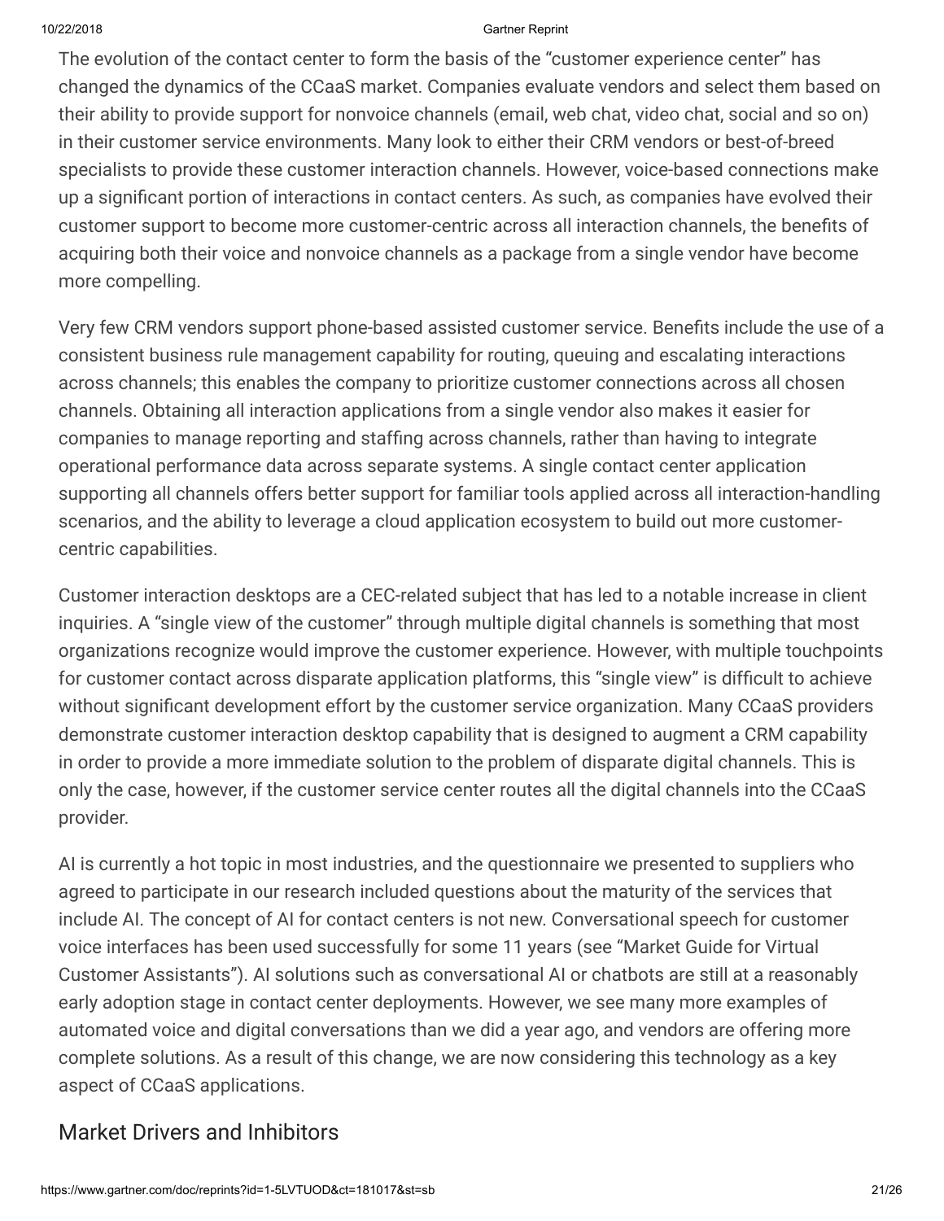The evolution of the contact center to form the basis of the "customer experience center" has changed the dynamics of the CCaaS market. Companies evaluate vendors and select them based on their ability to provide support for nonvoice channels (email, web chat, video chat, social and so on) in their customer service environments. Many look to either their CRM vendors or best-of-breed specialists to provide these customer interaction channels. However, voice-based connections make up a significant portion of interactions in contact centers. As such, as companies have evolved their customer support to become more customer-centric across all interaction channels, the benefits of acquiring both their voice and nonvoice channels as a package from a single vendor have become more compelling.

Very few CRM vendors support phone-based assisted customer service. Benefits include the use of a consistent business rule management capability for routing, queuing and escalating interactions across channels; this enables the company to prioritize customer connections across all chosen channels. Obtaining all interaction applications from a single vendor also makes it easier for companies to manage reporting and staffing across channels, rather than having to integrate operational performance data across separate systems. A single contact center application supporting all channels offers better support for familiar tools applied across all interaction-handling scenarios, and the ability to leverage a cloud application ecosystem to build out more customer-centric capabilities.

Customer interaction desktops are a CEC-related subject that has led to a notable increase in client inquiries. A "single view of the customer" through multiple digital channels is something that most organizations recognize would improve the customer experience. However, with multiple touchpoints for customer contact across disparate application platforms, this "single view" is difficult to achieve without significant development effort by the customer service organization. Many CCaaS providers demonstrate customer interaction desktop capability that is designed to augment a CRM capability in order to provide a more immediate solution to the problem of disparate digital channels. This is only the case, however, if the customer service center routes all the digital channels into the CCaaS provider.

AI is currently a hot topic in most industries, and the questionnaire we presented to suppliers who agreed to participate in our research included questions about the maturity of the services that include AI. The concept of AI for contact centers is not new. Conversational speech for customer voice interfaces has been used successfully for some 11 years (see "Market Guide for Virtual Customer Assistants"). AI solutions such as conversational AI or chatbots are still at a reasonably early adoption stage in contact center deployments. However, we see many more examples of automated voice and digital conversations than we did a year ago, and vendors are offering more complete solutions. As a result of this change, we are now considering this technology as a key aspect of CCaaS applications.

## Market Drivers and Inhibitors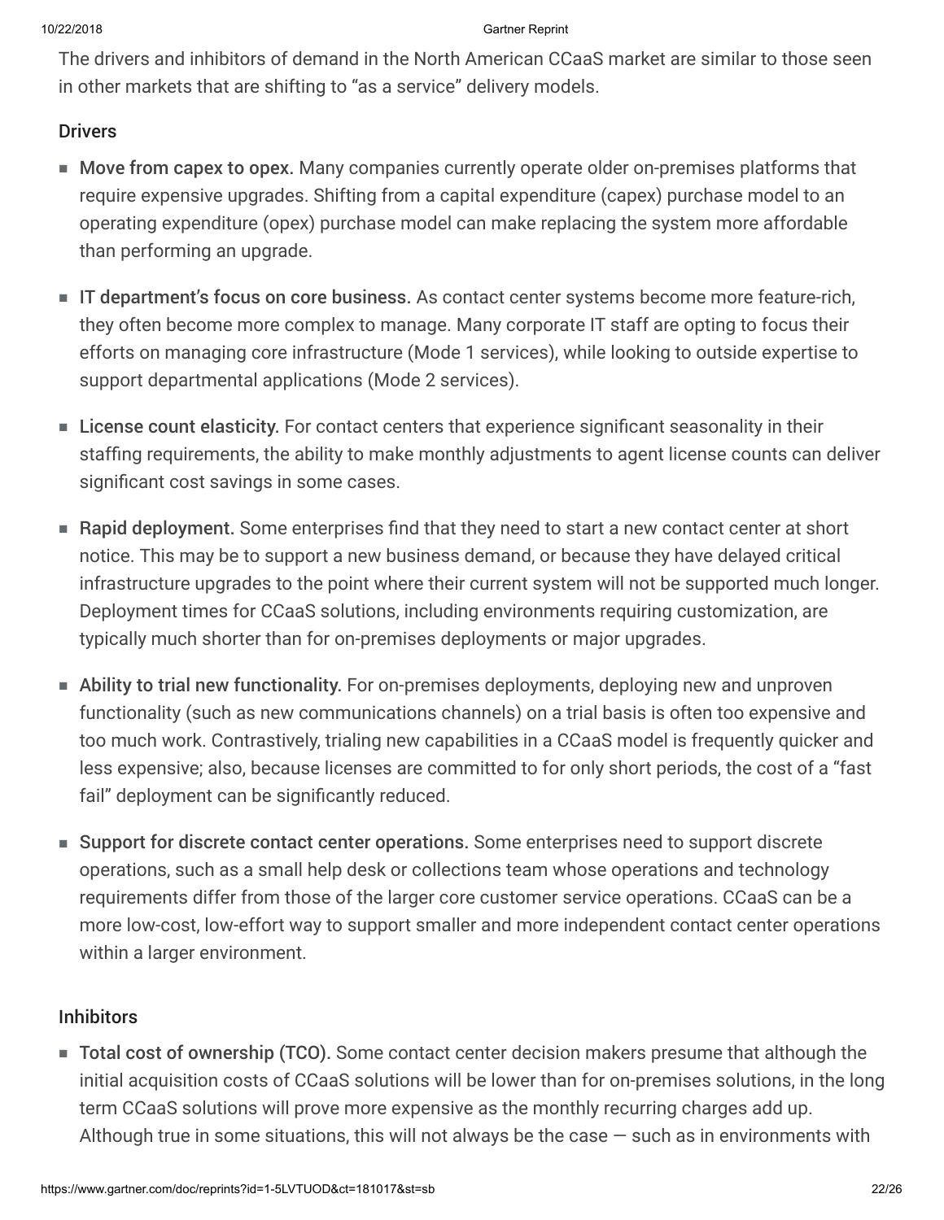The drivers and inhibitors of demand in the North American CCaaS market are similar to those seen in other markets that are shifting to "as a service" delivery models.

### Drivers

- **Move from capex to opex.** Many companies currently operate older on-premises platforms that require expensive upgrades. Shifting from a capital expenditure (capex) purchase model to an operating expenditure (opex) purchase model can make replacing the system more affordable than performing an upgrade.
- **IT department's focus on core business.** As contact center systems become more feature-rich, they often become more complex to manage. Many corporate IT staff are opting to focus their efforts on managing core infrastructure (Mode 1 services), while looking to outside expertise to support departmental applications (Mode 2 services).
- **License count elasticity.** For contact centers that experience significant seasonality in their staffing requirements, the ability to make monthly adjustments to agent license counts can deliver significant cost savings in some cases.
- **Rapid deployment.** Some enterprises find that they need to start a new contact center at short notice. This may be to support a new business demand, or because they have delayed critical infrastructure upgrades to the point where their current system will not be supported much longer. Deployment times for CCaaS solutions, including environments requiring customization, are typically much shorter than for on-premises deployments or major upgrades.
- **Ability to trial new functionality.** For on-premises deployments, deploying new and unproven functionality (such as new communications channels) on a trial basis is often too expensive and too much work. Contrastively, trialing new capabilities in a CCaaS model is frequently quicker and less expensive; also, because licenses are committed to for only short periods, the cost of a "fast fail" deployment can be significantly reduced.
- **Support for discrete contact center operations.** Some enterprises need to support discrete operations, such as a small help desk or collections team whose operations and technology requirements differ from those of the larger core customer service operations. CCaaS can be a more low-cost, low-effort way to support smaller and more independent contact center operations within a larger environment.

### Inhibitors

- **Total cost of ownership (TCO).** Some contact center decision makers presume that although the initial acquisition costs of CCaaS solutions will be lower than for on-premises solutions, in the long term CCaaS solutions will prove more expensive as the monthly recurring charges add up. Although true in some situations, this will not always be the case — such as in environments with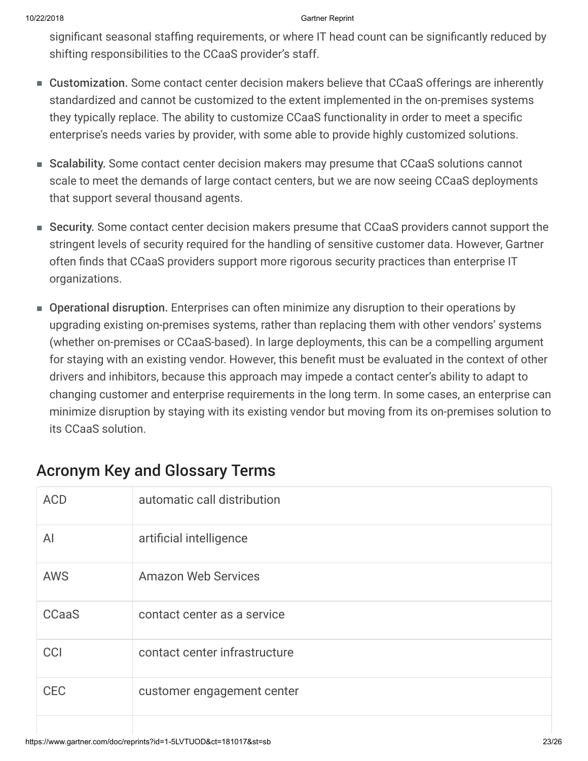significant seasonal staffing requirements, or where IT head count can be significantly reduced by shifting responsibilities to the CCaaS provider's staff.

- **Customization.** Some contact center decision makers believe that CCaaS offerings are inherently standardized and cannot be customized to the extent implemented in the on-premises systems they typically replace. The ability to customize CCaaS functionality in order to meet a specific enterprise's needs varies by provider, with some able to provide highly customized solutions.
- **Scalability.** Some contact center decision makers may presume that CCaaS solutions cannot scale to meet the demands of large contact centers, but we are now seeing CCaaS deployments that support several thousand agents.
- **Security.** Some contact center decision makers presume that CCaaS providers cannot support the stringent levels of security required for the handling of sensitive customer data. However, Gartner often finds that CCaaS providers support more rigorous security practices than enterprise IT organizations.
- **Operational disruption.** Enterprises can often minimize any disruption to their operations by upgrading existing on-premises systems, rather than replacing them with other vendors' systems (whether on-premises or CCaaS-based). In large deployments, this can be a compelling argument for staying with an existing vendor. However, this benefit must be evaluated in the context of other drivers and inhibitors, because this approach may impede a contact center's ability to adapt to changing customer and enterprise requirements in the long term. In some cases, an enterprise can minimize disruption by staying with its existing vendor but moving from its on-premises solution to its CCaaS solution.

## Acronym Key and Glossary Terms

| | |
|---|---|
| ACD | automatic call distribution |
| AI | artificial intelligence |
| AWS | Amazon Web Services |
| CCaaS | contact center as a service |
| CCI | contact center infrastructure |
| CEC | customer engagement center |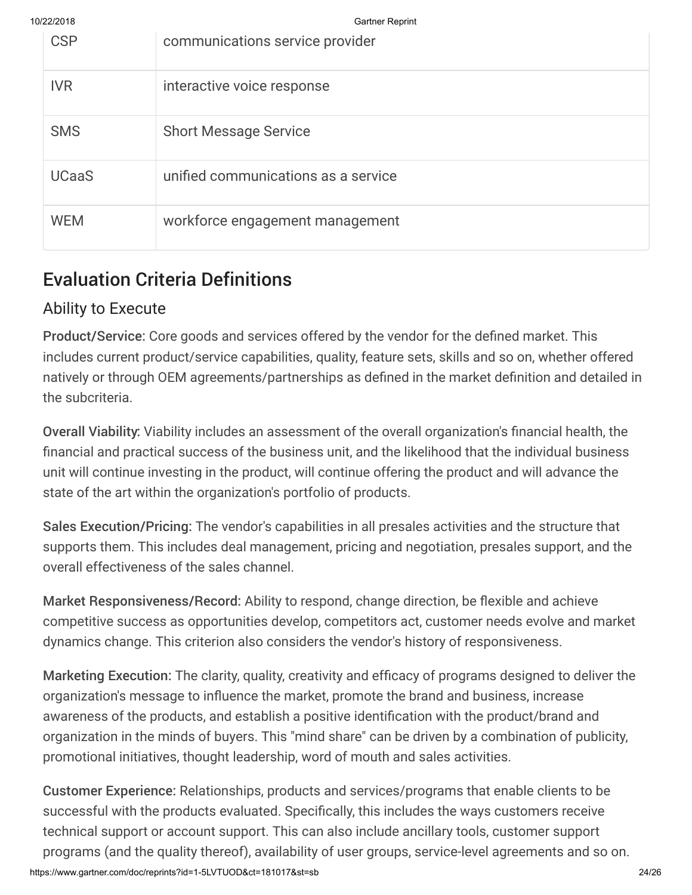| | |
|---|---|
| CSP | communications service provider |
| IVR | interactive voice response |
| SMS | Short Message Service |
| UCaaS | unified communications as a service |
| WEM | workforce engagement management |

## Evaluation Criteria Definitions

### Ability to Execute

**Product/Service:** Core goods and services offered by the vendor for the defined market. This includes current product/service capabilities, quality, feature sets, skills and so on, whether offered natively or through OEM agreements/partnerships as defined in the market definition and detailed in the subcriteria.

**Overall Viability:** Viability includes an assessment of the overall organization's financial health, the financial and practical success of the business unit, and the likelihood that the individual business unit will continue investing in the product, will continue offering the product and will advance the state of the art within the organization's portfolio of products.

**Sales Execution/Pricing:** The vendor's capabilities in all presales activities and the structure that supports them. This includes deal management, pricing and negotiation, presales support, and the overall effectiveness of the sales channel.

**Market Responsiveness/Record:** Ability to respond, change direction, be flexible and achieve competitive success as opportunities develop, competitors act, customer needs evolve and market dynamics change. This criterion also considers the vendor's history of responsiveness.

**Marketing Execution:** The clarity, quality, creativity and efficacy of programs designed to deliver the organization's message to influence the market, promote the brand and business, increase awareness of the products, and establish a positive identification with the product/brand and organization in the minds of buyers. This "mind share" can be driven by a combination of publicity, promotional initiatives, thought leadership, word of mouth and sales activities.

**Customer Experience:** Relationships, products and services/programs that enable clients to be successful with the products evaluated. Specifically, this includes the ways customers receive technical support or account support. This can also include ancillary tools, customer support programs (and the quality thereof), availability of user groups, service-level agreements and so on.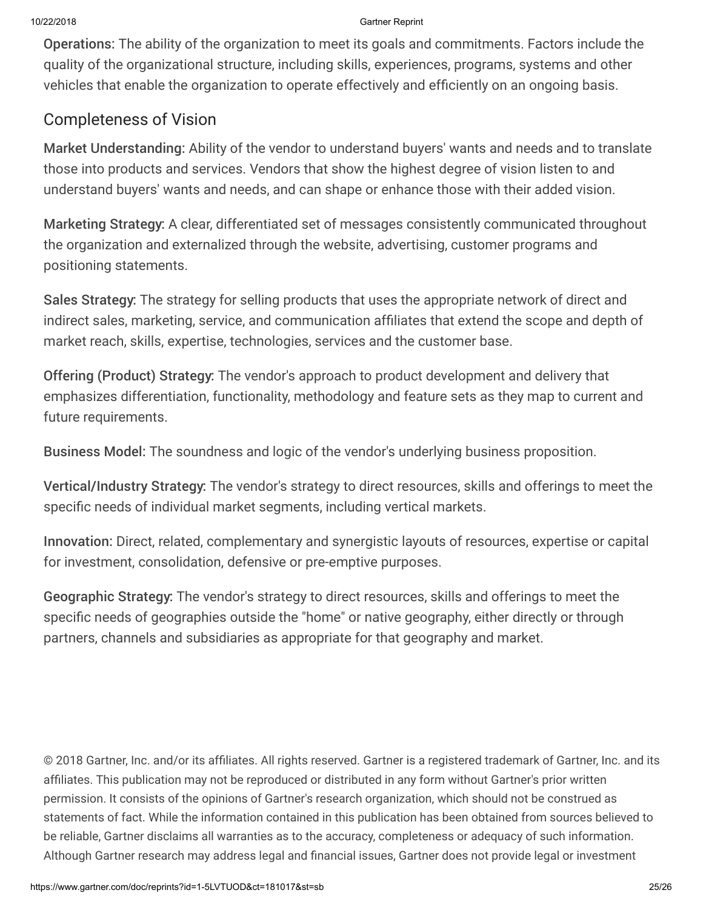**Operations:** The ability of the organization to meet its goals and commitments. Factors include the quality of the organizational structure, including skills, experiences, programs, systems and other vehicles that enable the organization to operate effectively and efficiently on an ongoing basis.

## Completeness of Vision

**Market Understanding:** Ability of the vendor to understand buyers' wants and needs and to translate those into products and services. Vendors that show the highest degree of vision listen to and understand buyers' wants and needs, and can shape or enhance those with their added vision.

**Marketing Strategy:** A clear, differentiated set of messages consistently communicated throughout the organization and externalized through the website, advertising, customer programs and positioning statements.

**Sales Strategy:** The strategy for selling products that uses the appropriate network of direct and indirect sales, marketing, service, and communication affiliates that extend the scope and depth of market reach, skills, expertise, technologies, services and the customer base.

**Offering (Product) Strategy:** The vendor's approach to product development and delivery that emphasizes differentiation, functionality, methodology and feature sets as they map to current and future requirements.

**Business Model:** The soundness and logic of the vendor's underlying business proposition.

**Vertical/Industry Strategy:** The vendor's strategy to direct resources, skills and offerings to meet the specific needs of individual market segments, including vertical markets.

**Innovation:** Direct, related, complementary and synergistic layouts of resources, expertise or capital for investment, consolidation, defensive or pre-emptive purposes.

**Geographic Strategy:** The vendor's strategy to direct resources, skills and offerings to meet the specific needs of geographies outside the "home" or native geography, either directly or through partners, channels and subsidiaries as appropriate for that geography and market.

© 2018 Gartner, Inc. and/or its affiliates. All rights reserved. Gartner is a registered trademark of Gartner, Inc. and its affiliates. This publication may not be reproduced or distributed in any form without Gartner's prior written permission. It consists of the opinions of Gartner's research organization, which should not be construed as statements of fact. While the information contained in this publication has been obtained from sources believed to be reliable, Gartner disclaims all warranties as to the accuracy, completeness or adequacy of such information. Although Gartner research may address legal and financial issues, Gartner does not provide legal or investment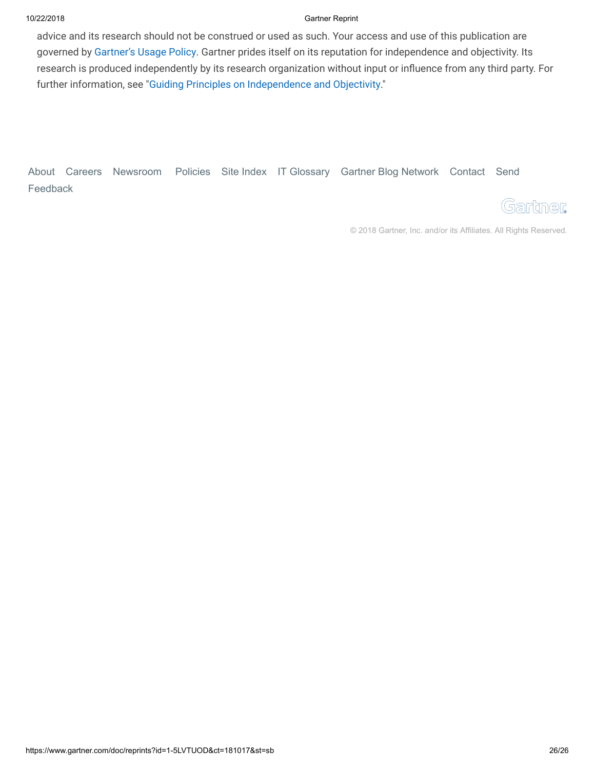advice and its research should not be construed or used as such. Your access and use of this publication are governed by Gartner's Usage Policy. Gartner prides itself on its reputation for independence and objectivity. Its research is produced independently by its research organization without input or influence from any third party. For further information, see "Guiding Principles on Independence and Objectivity."

About Careers Newsroom Policies Site Index IT Glossary Gartner Blog Network Contact Send Feedback

© 2018 Gartner, Inc. and/or its Affiliates. All Rights Reserved.